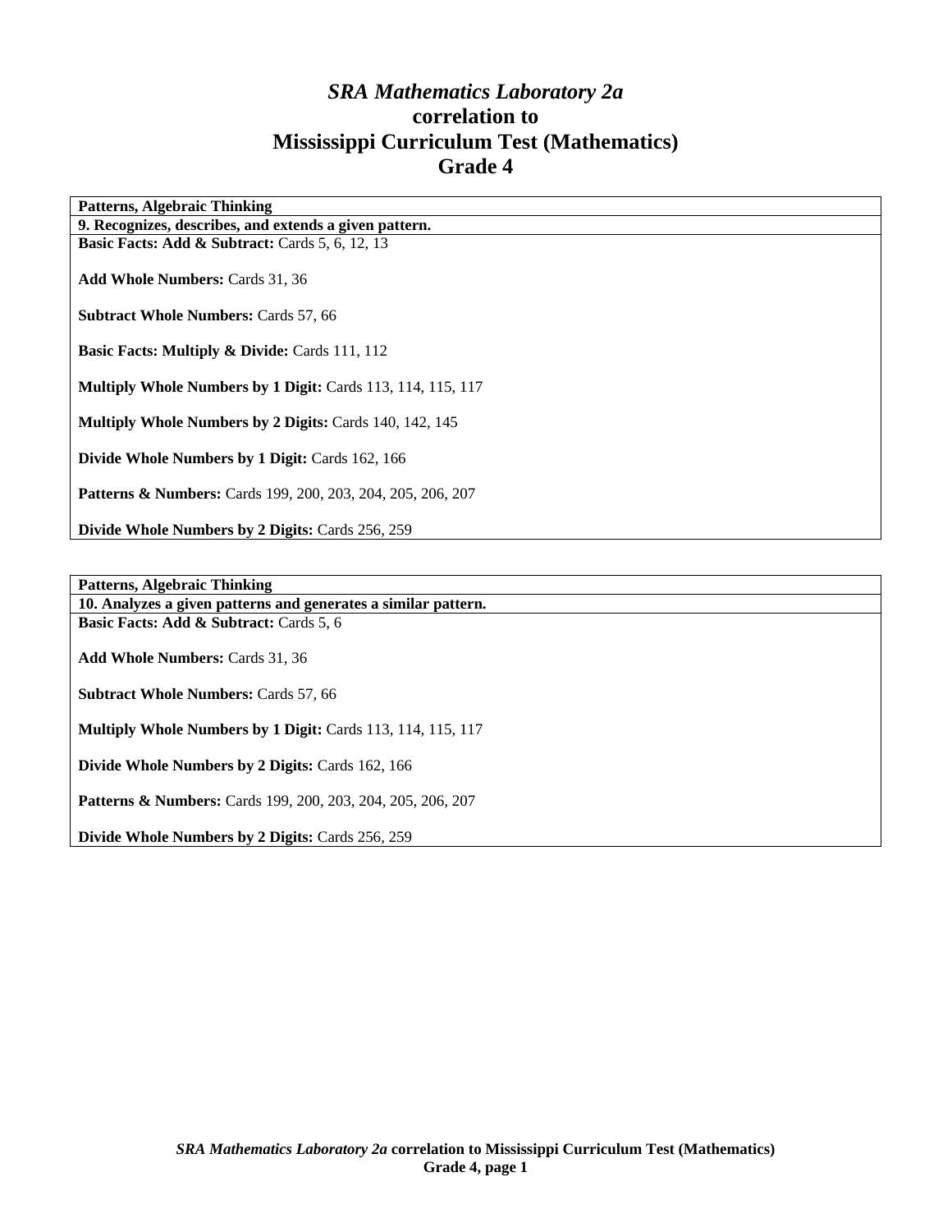# *SRA Mathematics Laboratory 2a* correlation to Mississippi Curriculum Test (Mathematics) Grade 4

| **Patterns, Algebraic Thinking** |
| --- |
| **9. Recognizes, describes, and extends a given pattern.** |
| **Basic Facts: Add & Subtract:** Cards 5, 6, 12, 13<br><br>**Add Whole Numbers:** Cards 31, 36<br><br>**Subtract Whole Numbers:** Cards 57, 66<br><br>**Basic Facts: Multiply & Divide:** Cards 111, 112<br><br>**Multiply Whole Numbers by 1 Digit:** Cards 113, 114, 115, 117<br><br>**Multiply Whole Numbers by 2 Digits:** Cards 140, 142, 145<br><br>**Divide Whole Numbers by 1 Digit:** Cards 162, 166<br><br>**Patterns & Numbers:** Cards 199, 200, 203, 204, 205, 206, 207<br><br>**Divide Whole Numbers by 2 Digits:** Cards 256, 259 |

| **Patterns, Algebraic Thinking** |
| --- |
| **10. Analyzes a given patterns and generates a similar pattern.** |
| **Basic Facts: Add & Subtract:** Cards 5, 6<br><br>**Add Whole Numbers:** Cards 31, 36<br><br>**Subtract Whole Numbers:** Cards 57, 66<br><br>**Multiply Whole Numbers by 1 Digit:** Cards 113, 114, 115, 117<br><br>**Divide Whole Numbers by 2 Digits:** Cards 162, 166<br><br>**Patterns & Numbers:** Cards 199, 200, 203, 204, 205, 206, 207<br><br>**Divide Whole Numbers by 2 Digits:** Cards 256, 259 |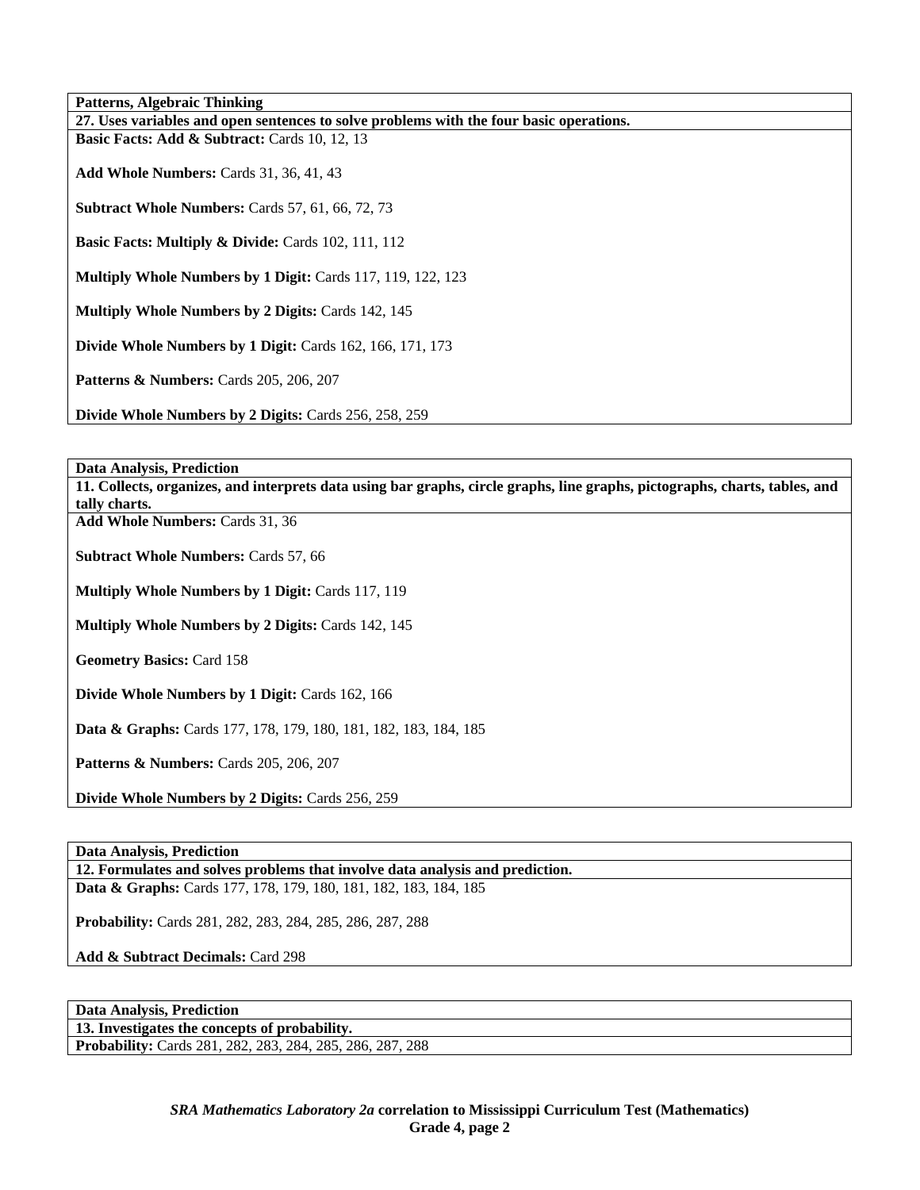| Patterns, Algebraic Thinking |
|---|
| **27. Uses variables and open sentences to solve problems with the four basic operations.** |
| **Basic Facts: Add & Subtract:** Cards 10, 12, 13<br><br>**Add Whole Numbers:** Cards 31, 36, 41, 43<br><br>**Subtract Whole Numbers:** Cards 57, 61, 66, 72, 73<br><br>**Basic Facts: Multiply & Divide:** Cards 102, 111, 112<br><br>**Multiply Whole Numbers by 1 Digit:** Cards 117, 119, 122, 123<br><br>**Multiply Whole Numbers by 2 Digits:** Cards 142, 145<br><br>**Divide Whole Numbers by 1 Digit:** Cards 162, 166, 171, 173<br><br>**Patterns & Numbers:** Cards 205, 206, 207<br><br>**Divide Whole Numbers by 2 Digits:** Cards 256, 258, 259 |

| Data Analysis, Prediction |
|---|
| **11. Collects, organizes, and interprets data using bar graphs, circle graphs, line graphs, pictographs, charts, tables, and tally charts.** |
| **Add Whole Numbers:** Cards 31, 36<br><br>**Subtract Whole Numbers:** Cards 57, 66<br><br>**Multiply Whole Numbers by 1 Digit:** Cards 117, 119<br><br>**Multiply Whole Numbers by 2 Digits:** Cards 142, 145<br><br>**Geometry Basics:** Card 158<br><br>**Divide Whole Numbers by 1 Digit:** Cards 162, 166<br><br>**Data & Graphs:** Cards 177, 178, 179, 180, 181, 182, 183, 184, 185<br><br>**Patterns & Numbers:** Cards 205, 206, 207<br><br>**Divide Whole Numbers by 2 Digits:** Cards 256, 259 |

| Data Analysis, Prediction |
|---|
| **12. Formulates and solves problems that involve data analysis and prediction.** |
| **Data & Graphs:** Cards 177, 178, 179, 180, 181, 182, 183, 184, 185<br><br>**Probability:** Cards 281, 282, 283, 284, 285, 286, 287, 288<br><br>**Add & Subtract Decimals:** Card 298 |

| Data Analysis, Prediction |
|---|
| **13. Investigates the concepts of probability.** |
| **Probability:** Cards 281, 282, 283, 284, 285, 286, 287, 288 |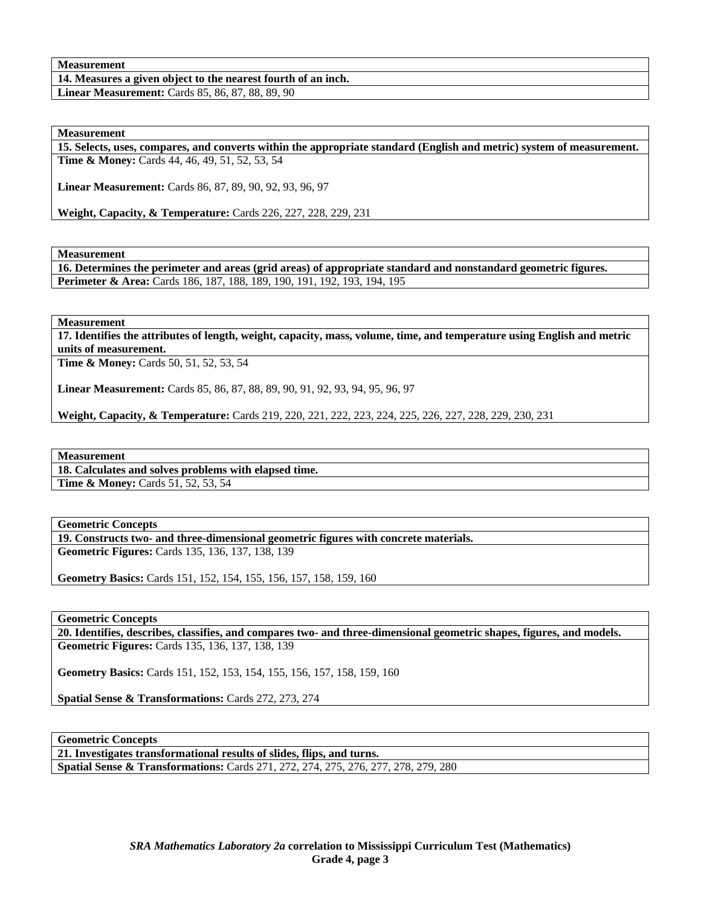| Measurement |
| --- |
| **14. Measures a given object to the nearest fourth of an inch.** |
| **Linear Measurement:** Cards 85, 86, 87, 88, 89, 90 |

| Measurement |
| --- |
| **15. Selects, uses, compares, and converts within the appropriate standard (English and metric) system of measurement.** |
| **Time & Money:** Cards 44, 46, 49, 51, 52, 53, 54<br><br>**Linear Measurement:** Cards 86, 87, 89, 90, 92, 93, 96, 97<br><br>**Weight, Capacity, & Temperature:** Cards 226, 227, 228, 229, 231 |

| Measurement |
| --- |
| **16. Determines the perimeter and areas (grid areas) of appropriate standard and nonstandard geometric figures.** |
| **Perimeter & Area:** Cards 186, 187, 188, 189, 190, 191, 192, 193, 194, 195 |

| Measurement |
| --- |
| **17. Identifies the attributes of length, weight, capacity, mass, volume, time, and temperature using English and metric units of measurement.** |
| **Time & Money:** Cards 50, 51, 52, 53, 54<br><br>**Linear Measurement:** Cards 85, 86, 87, 88, 89, 90, 91, 92, 93, 94, 95, 96, 97<br><br>**Weight, Capacity, & Temperature:** Cards 219, 220, 221, 222, 223, 224, 225, 226, 227, 228, 229, 230, 231 |

| Measurement |
| --- |
| **18. Calculates and solves problems with elapsed time.** |
| **Time & Money:** Cards 51, 52, 53, 54 |

| Geometric Concepts |
| --- |
| **19. Constructs two- and three-dimensional geometric figures with concrete materials.** |
| **Geometric Figures:** Cards 135, 136, 137, 138, 139<br><br>**Geometry Basics:** Cards 151, 152, 154, 155, 156, 157, 158, 159, 160 |

| Geometric Concepts |
| --- |
| **20. Identifies, describes, classifies, and compares two- and three-dimensional geometric shapes, figures, and models.** |
| **Geometric Figures:** Cards 135, 136, 137, 138, 139<br><br>**Geometry Basics:** Cards 151, 152, 153, 154, 155, 156, 157, 158, 159, 160<br><br>**Spatial Sense & Transformations:** Cards 272, 273, 274 |

| Geometric Concepts |
| --- |
| **21. Investigates transformational results of slides, flips, and turns.** |
| **Spatial Sense & Transformations:** Cards 271, 272, 274, 275, 276, 277, 278, 279, 280 |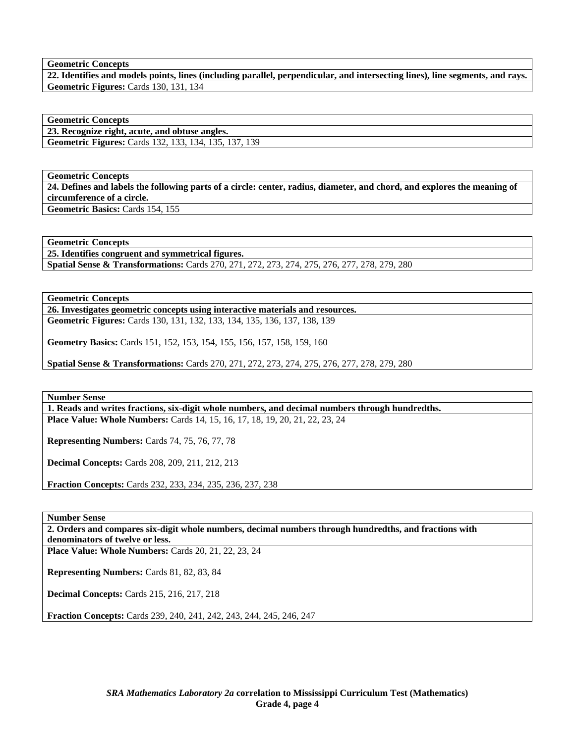**Geometric Concepts**

**22. Identifies and models points, lines (including parallel, perpendicular, and intersecting lines), line segments, and rays.**

**Geometric Figures:** Cards 130, 131, 134

**Geometric Concepts**

**23. Recognize right, acute, and obtuse angles.**

**Geometric Figures:** Cards 132, 133, 134, 135, 137, 139

**Geometric Concepts**

**24. Defines and labels the following parts of a circle: center, radius, diameter, and chord, and explores the meaning of circumference of a circle.**

**Geometric Basics:** Cards 154, 155

**Geometric Concepts**

**25. Identifies congruent and symmetrical figures.**

**Spatial Sense & Transformations:** Cards 270, 271, 272, 273, 274, 275, 276, 277, 278, 279, 280

**Geometric Concepts**

**26. Investigates geometric concepts using interactive materials and resources.**

**Geometric Figures:** Cards 130, 131, 132, 133, 134, 135, 136, 137, 138, 139

**Geometry Basics:** Cards 151, 152, 153, 154, 155, 156, 157, 158, 159, 160

**Spatial Sense & Transformations:** Cards 270, 271, 272, 273, 274, 275, 276, 277, 278, 279, 280

**Number Sense**

**1. Reads and writes fractions, six-digit whole numbers, and decimal numbers through hundredths.**

**Place Value: Whole Numbers:** Cards 14, 15, 16, 17, 18, 19, 20, 21, 22, 23, 24

**Representing Numbers:** Cards 74, 75, 76, 77, 78

**Decimal Concepts:** Cards 208, 209, 211, 212, 213

**Fraction Concepts:** Cards 232, 233, 234, 235, 236, 237, 238

**Number Sense**

**2. Orders and compares six-digit whole numbers, decimal numbers through hundredths, and fractions with denominators of twelve or less.**

**Place Value: Whole Numbers:** Cards 20, 21, 22, 23, 24

**Representing Numbers:** Cards 81, 82, 83, 84

**Decimal Concepts:** Cards 215, 216, 217, 218

**Fraction Concepts:** Cards 239, 240, 241, 242, 243, 244, 245, 246, 247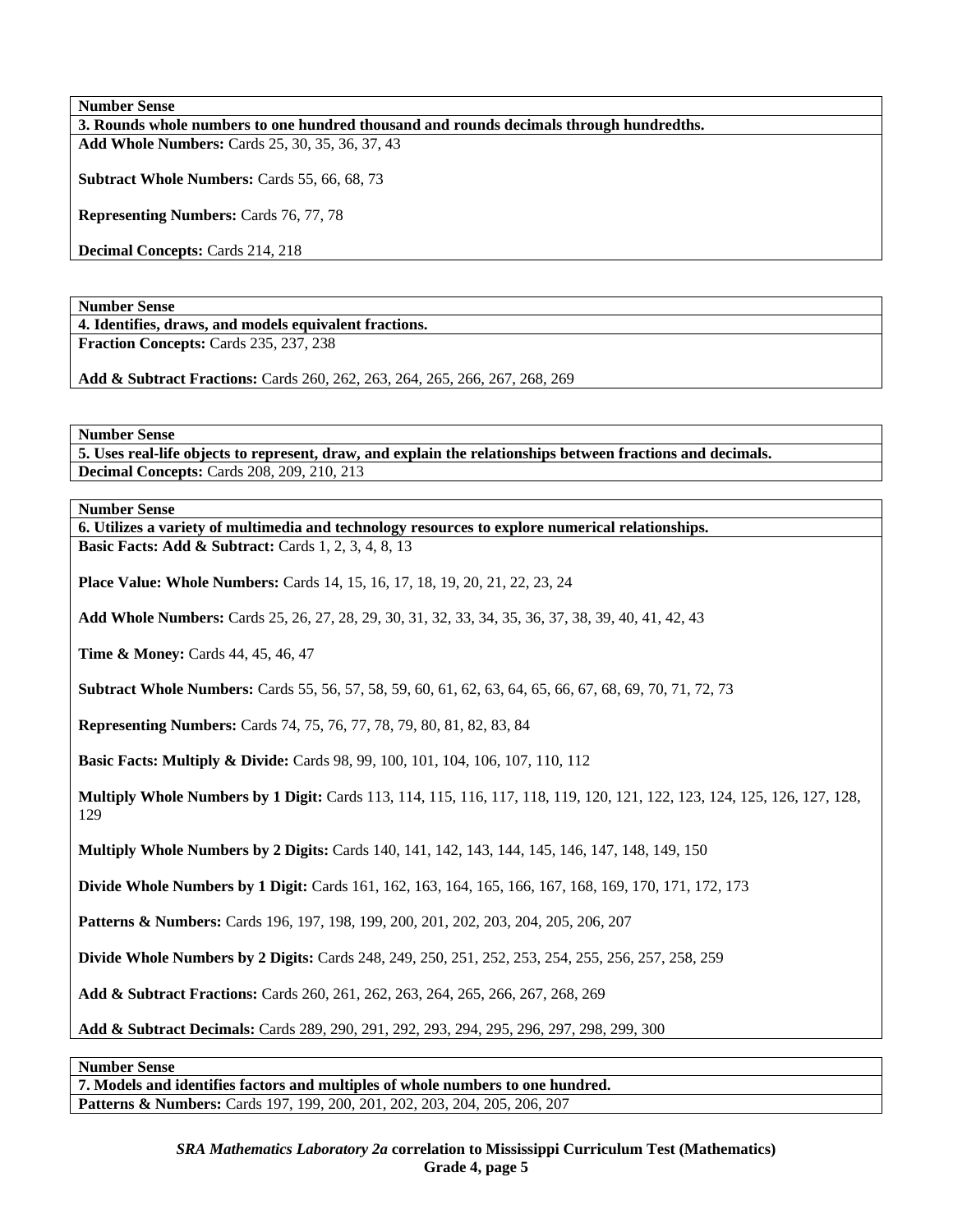| Number Sense |
| --- |
| **3. Rounds whole numbers to one hundred thousand and rounds decimals through hundredths.** |
| **Add Whole Numbers:** Cards 25, 30, 35, 36, 37, 43<br><br>**Subtract Whole Numbers:** Cards 55, 66, 68, 73<br><br>**Representing Numbers:** Cards 76, 77, 78<br><br>**Decimal Concepts:** Cards 214, 218 |

| Number Sense |
| --- |
| **4. Identifies, draws, and models equivalent fractions.** |
| **Fraction Concepts:** Cards 235, 237, 238<br><br>**Add & Subtract Fractions:** Cards 260, 262, 263, 264, 265, 266, 267, 268, 269 |

| Number Sense |
| --- |
| **5. Uses real-life objects to represent, draw, and explain the relationships between fractions and decimals.** |
| **Decimal Concepts:** Cards 208, 209, 210, 213 |

| Number Sense |
| --- |
| **6. Utilizes a variety of multimedia and technology resources to explore numerical relationships.** |
| **Basic Facts: Add & Subtract:** Cards 1, 2, 3, 4, 8, 13<br><br>**Place Value: Whole Numbers:** Cards 14, 15, 16, 17, 18, 19, 20, 21, 22, 23, 24<br><br>**Add Whole Numbers:** Cards 25, 26, 27, 28, 29, 30, 31, 32, 33, 34, 35, 36, 37, 38, 39, 40, 41, 42, 43<br><br>**Time & Money:** Cards 44, 45, 46, 47<br><br>**Subtract Whole Numbers:** Cards 55, 56, 57, 58, 59, 60, 61, 62, 63, 64, 65, 66, 67, 68, 69, 70, 71, 72, 73<br><br>**Representing Numbers:** Cards 74, 75, 76, 77, 78, 79, 80, 81, 82, 83, 84<br><br>**Basic Facts: Multiply & Divide:** Cards 98, 99, 100, 101, 104, 106, 107, 110, 112<br><br>**Multiply Whole Numbers by 1 Digit:** Cards 113, 114, 115, 116, 117, 118, 119, 120, 121, 122, 123, 124, 125, 126, 127, 128, 129<br><br>**Multiply Whole Numbers by 2 Digits:** Cards 140, 141, 142, 143, 144, 145, 146, 147, 148, 149, 150<br><br>**Divide Whole Numbers by 1 Digit:** Cards 161, 162, 163, 164, 165, 166, 167, 168, 169, 170, 171, 172, 173<br><br>**Patterns & Numbers:** Cards 196, 197, 198, 199, 200, 201, 202, 203, 204, 205, 206, 207<br><br>**Divide Whole Numbers by 2 Digits:** Cards 248, 249, 250, 251, 252, 253, 254, 255, 256, 257, 258, 259<br><br>**Add & Subtract Fractions:** Cards 260, 261, 262, 263, 264, 265, 266, 267, 268, 269<br><br>**Add & Subtract Decimals:** Cards 289, 290, 291, 292, 293, 294, 295, 296, 297, 298, 299, 300 |

| Number Sense |
| --- |
| **7. Models and identifies factors and multiples of whole numbers to one hundred.** |
| **Patterns & Numbers:** Cards 197, 199, 200, 201, 202, 203, 204, 205, 206, 207 |

***SRA Mathematics Laboratory 2a* correlation to Mississippi Curriculum Test (Mathematics)**
**Grade 4, page 5**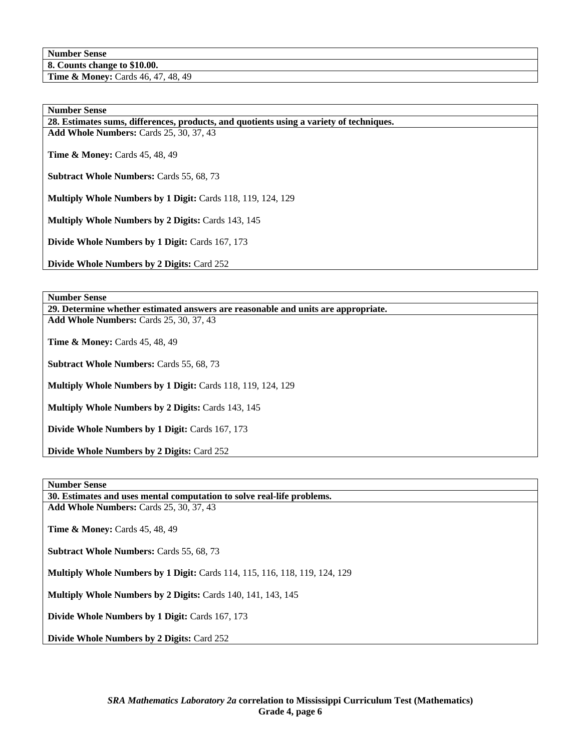| Number Sense |
| --- |
| **8. Counts change to $10.00.** |
| **Time & Money:** Cards 46, 47, 48, 49 |

| Number Sense |
| --- |
| **28. Estimates sums, differences, products, and quotients using a variety of techniques.** |
| **Add Whole Numbers:** Cards 25, 30, 37, 43<br><br>**Time & Money:** Cards 45, 48, 49<br><br>**Subtract Whole Numbers:** Cards 55, 68, 73<br><br>**Multiply Whole Numbers by 1 Digit:** Cards 118, 119, 124, 129<br><br>**Multiply Whole Numbers by 2 Digits:** Cards 143, 145<br><br>**Divide Whole Numbers by 1 Digit:** Cards 167, 173<br><br>**Divide Whole Numbers by 2 Digits:** Card 252 |

| Number Sense |
| --- |
| **29. Determine whether estimated answers are reasonable and units are appropriate.** |
| **Add Whole Numbers:** Cards 25, 30, 37, 43<br><br>**Time & Money:** Cards 45, 48, 49<br><br>**Subtract Whole Numbers:** Cards 55, 68, 73<br><br>**Multiply Whole Numbers by 1 Digit:** Cards 118, 119, 124, 129<br><br>**Multiply Whole Numbers by 2 Digits:** Cards 143, 145<br><br>**Divide Whole Numbers by 1 Digit:** Cards 167, 173<br><br>**Divide Whole Numbers by 2 Digits:** Card 252 |

| Number Sense |
| --- |
| **30. Estimates and uses mental computation to solve real-life problems.** |
| **Add Whole Numbers:** Cards 25, 30, 37, 43<br><br>**Time & Money:** Cards 45, 48, 49<br><br>**Subtract Whole Numbers:** Cards 55, 68, 73<br><br>**Multiply Whole Numbers by 1 Digit:** Cards 114, 115, 116, 118, 119, 124, 129<br><br>**Multiply Whole Numbers by 2 Digits:** Cards 140, 141, 143, 145<br><br>**Divide Whole Numbers by 1 Digit:** Cards 167, 173<br><br>**Divide Whole Numbers by 2 Digits:** Card 252 |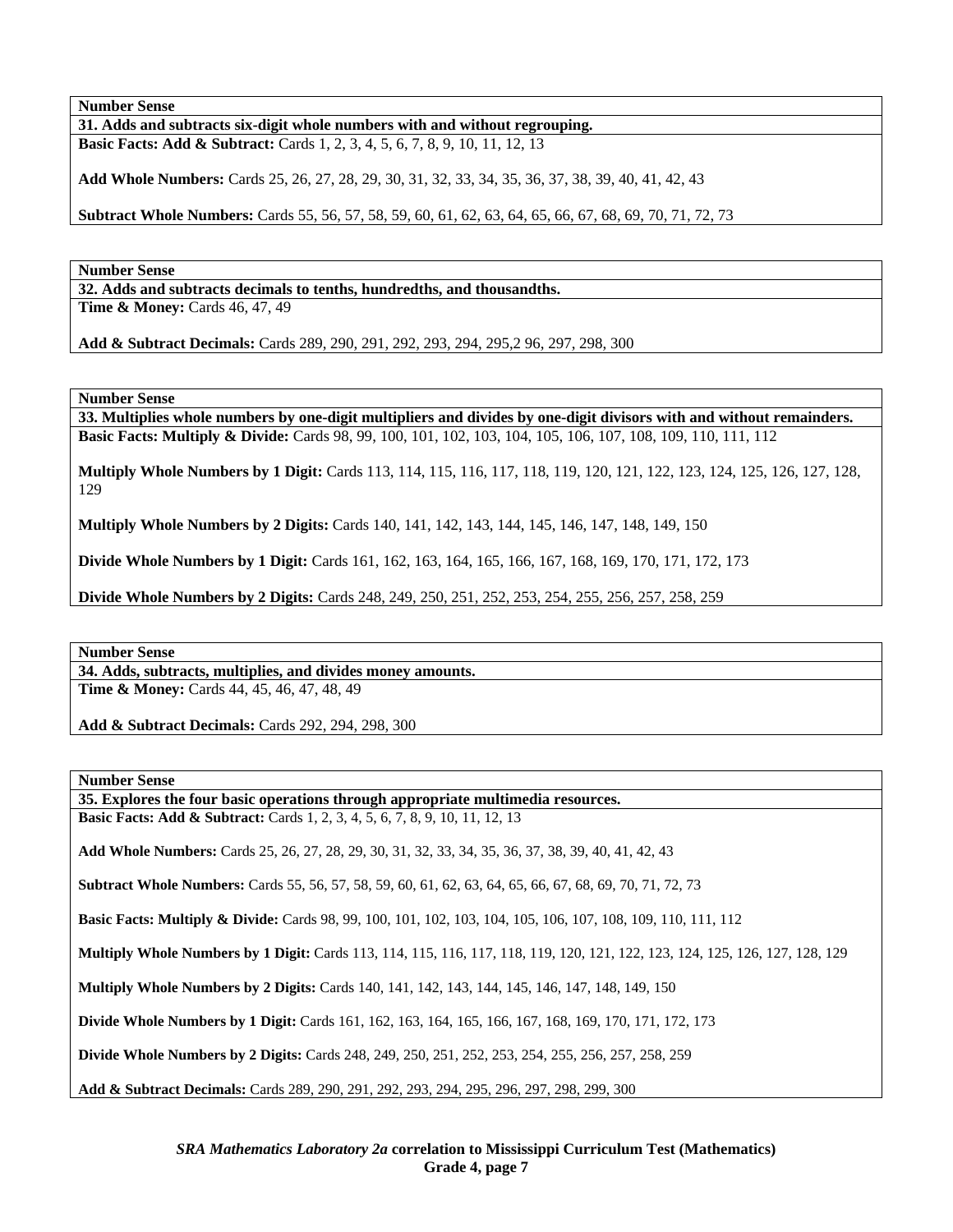| Number Sense |
|---|
| **31. Adds and subtracts six-digit whole numbers with and without regrouping.** |
| **Basic Facts: Add & Subtract:** Cards 1, 2, 3, 4, 5, 6, 7, 8, 9, 10, 11, 12, 13<br><br>**Add Whole Numbers:** Cards 25, 26, 27, 28, 29, 30, 31, 32, 33, 34, 35, 36, 37, 38, 39, 40, 41, 42, 43<br><br>**Subtract Whole Numbers:** Cards 55, 56, 57, 58, 59, 60, 61, 62, 63, 64, 65, 66, 67, 68, 69, 70, 71, 72, 73 |

| Number Sense |
|---|
| **32. Adds and subtracts decimals to tenths, hundredths, and thousandths.** |
| **Time & Money:** Cards 46, 47, 49<br><br>**Add & Subtract Decimals:** Cards 289, 290, 291, 292, 293, 294, 295,2 96, 297, 298, 300 |

| Number Sense |
|---|
| **33. Multiplies whole numbers by one-digit multipliers and divides by one-digit divisors with and without remainders.** |
| **Basic Facts: Multiply & Divide:** Cards 98, 99, 100, 101, 102, 103, 104, 105, 106, 107, 108, 109, 110, 111, 112<br><br>**Multiply Whole Numbers by 1 Digit:** Cards 113, 114, 115, 116, 117, 118, 119, 120, 121, 122, 123, 124, 125, 126, 127, 128, 129<br><br>**Multiply Whole Numbers by 2 Digits:** Cards 140, 141, 142, 143, 144, 145, 146, 147, 148, 149, 150<br><br>**Divide Whole Numbers by 1 Digit:** Cards 161, 162, 163, 164, 165, 166, 167, 168, 169, 170, 171, 172, 173<br><br>**Divide Whole Numbers by 2 Digits:** Cards 248, 249, 250, 251, 252, 253, 254, 255, 256, 257, 258, 259 |

| Number Sense |
|---|
| **34. Adds, subtracts, multiplies, and divides money amounts.** |
| **Time & Money:** Cards 44, 45, 46, 47, 48, 49<br><br>**Add & Subtract Decimals:** Cards 292, 294, 298, 300 |

| Number Sense |
|---|
| **35. Explores the four basic operations through appropriate multimedia resources.** |
| **Basic Facts: Add & Subtract:** Cards 1, 2, 3, 4, 5, 6, 7, 8, 9, 10, 11, 12, 13<br><br>**Add Whole Numbers:** Cards 25, 26, 27, 28, 29, 30, 31, 32, 33, 34, 35, 36, 37, 38, 39, 40, 41, 42, 43<br><br>**Subtract Whole Numbers:** Cards 55, 56, 57, 58, 59, 60, 61, 62, 63, 64, 65, 66, 67, 68, 69, 70, 71, 72, 73<br><br>**Basic Facts: Multiply & Divide:** Cards 98, 99, 100, 101, 102, 103, 104, 105, 106, 107, 108, 109, 110, 111, 112<br><br>**Multiply Whole Numbers by 1 Digit:** Cards 113, 114, 115, 116, 117, 118, 119, 120, 121, 122, 123, 124, 125, 126, 127, 128, 129<br><br>**Multiply Whole Numbers by 2 Digits:** Cards 140, 141, 142, 143, 144, 145, 146, 147, 148, 149, 150<br><br>**Divide Whole Numbers by 1 Digit:** Cards 161, 162, 163, 164, 165, 166, 167, 168, 169, 170, 171, 172, 173<br><br>**Divide Whole Numbers by 2 Digits:** Cards 248, 249, 250, 251, 252, 253, 254, 255, 256, 257, 258, 259<br><br>**Add & Subtract Decimals:** Cards 289, 290, 291, 292, 293, 294, 295, 296, 297, 298, 299, 300 |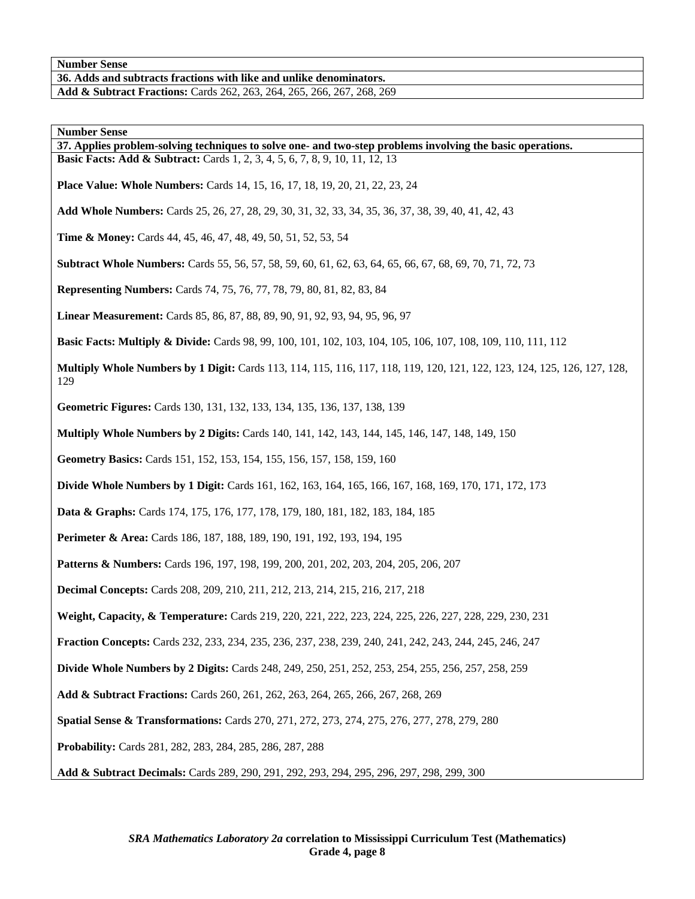| Number Sense |
| --- |
| **36. Adds and subtracts fractions with like and unlike denominators.** |
| **Add & Subtract Fractions:** Cards 262, 263, 264, 265, 266, 267, 268, 269 |

| Number Sense |
| --- |
| **37. Applies problem-solving techniques to solve one- and two-step problems involving the basic operations.** |
| **Basic Facts: Add & Subtract:** Cards 1, 2, 3, 4, 5, 6, 7, 8, 9, 10, 11, 12, 13<br><br>**Place Value: Whole Numbers:** Cards 14, 15, 16, 17, 18, 19, 20, 21, 22, 23, 24<br><br>**Add Whole Numbers:** Cards 25, 26, 27, 28, 29, 30, 31, 32, 33, 34, 35, 36, 37, 38, 39, 40, 41, 42, 43<br><br>**Time & Money:** Cards 44, 45, 46, 47, 48, 49, 50, 51, 52, 53, 54<br><br>**Subtract Whole Numbers:** Cards 55, 56, 57, 58, 59, 60, 61, 62, 63, 64, 65, 66, 67, 68, 69, 70, 71, 72, 73<br><br>**Representing Numbers:** Cards 74, 75, 76, 77, 78, 79, 80, 81, 82, 83, 84<br><br>**Linear Measurement:** Cards 85, 86, 87, 88, 89, 90, 91, 92, 93, 94, 95, 96, 97<br><br>**Basic Facts: Multiply & Divide:** Cards 98, 99, 100, 101, 102, 103, 104, 105, 106, 107, 108, 109, 110, 111, 112<br><br>**Multiply Whole Numbers by 1 Digit:** Cards 113, 114, 115, 116, 117, 118, 119, 120, 121, 122, 123, 124, 125, 126, 127, 128, 129<br><br>**Geometric Figures:** Cards 130, 131, 132, 133, 134, 135, 136, 137, 138, 139<br><br>**Multiply Whole Numbers by 2 Digits:** Cards 140, 141, 142, 143, 144, 145, 146, 147, 148, 149, 150<br><br>**Geometry Basics:** Cards 151, 152, 153, 154, 155, 156, 157, 158, 159, 160<br><br>**Divide Whole Numbers by 1 Digit:** Cards 161, 162, 163, 164, 165, 166, 167, 168, 169, 170, 171, 172, 173<br><br>**Data & Graphs:** Cards 174, 175, 176, 177, 178, 179, 180, 181, 182, 183, 184, 185<br><br>**Perimeter & Area:** Cards 186, 187, 188, 189, 190, 191, 192, 193, 194, 195<br><br>**Patterns & Numbers:** Cards 196, 197, 198, 199, 200, 201, 202, 203, 204, 205, 206, 207<br><br>**Decimal Concepts:** Cards 208, 209, 210, 211, 212, 213, 214, 215, 216, 217, 218<br><br>**Weight, Capacity, & Temperature:** Cards 219, 220, 221, 222, 223, 224, 225, 226, 227, 228, 229, 230, 231<br><br>**Fraction Concepts:** Cards 232, 233, 234, 235, 236, 237, 238, 239, 240, 241, 242, 243, 244, 245, 246, 247<br><br>**Divide Whole Numbers by 2 Digits:** Cards 248, 249, 250, 251, 252, 253, 254, 255, 256, 257, 258, 259<br><br>**Add & Subtract Fractions:** Cards 260, 261, 262, 263, 264, 265, 266, 267, 268, 269<br><br>**Spatial Sense & Transformations:** Cards 270, 271, 272, 273, 274, 275, 276, 277, 278, 279, 280<br><br>**Probability:** Cards 281, 282, 283, 284, 285, 286, 287, 288<br><br>**Add & Subtract Decimals:** Cards 289, 290, 291, 292, 293, 294, 295, 296, 297, 298, 299, 300 |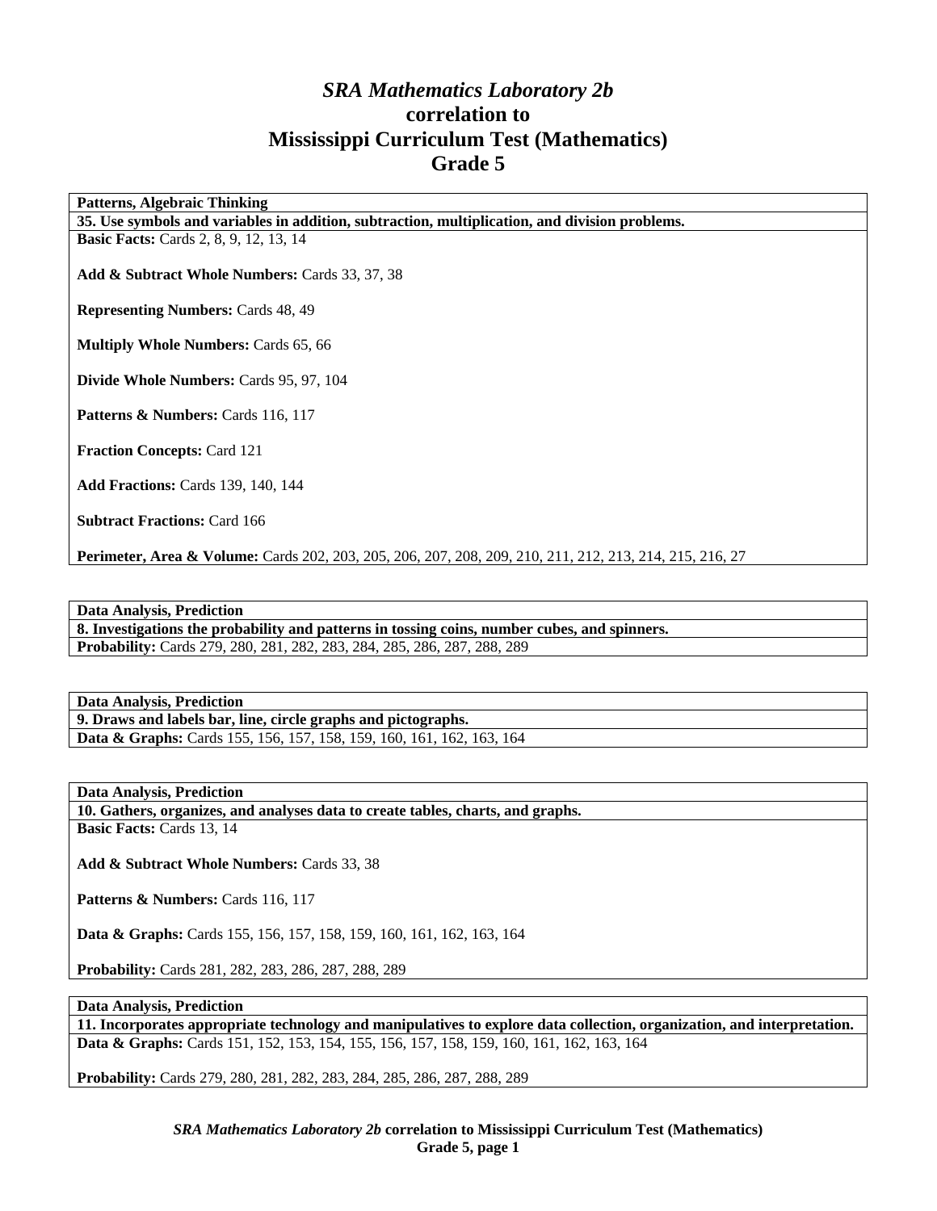# *SRA Mathematics Laboratory 2b* correlation to Mississippi Curriculum Test (Mathematics) Grade 5

| **Patterns, Algebraic Thinking** |
| --- |
| **35. Use symbols and variables in addition, subtraction, multiplication, and division problems.** |
| **Basic Facts:** Cards 2, 8, 9, 12, 13, 14<br><br>**Add & Subtract Whole Numbers:** Cards 33, 37, 38<br><br>**Representing Numbers:** Cards 48, 49<br><br>**Multiply Whole Numbers:** Cards 65, 66<br><br>**Divide Whole Numbers:** Cards 95, 97, 104<br><br>**Patterns & Numbers:** Cards 116, 117<br><br>**Fraction Concepts:** Card 121<br><br>**Add Fractions:** Cards 139, 140, 144<br><br>**Subtract Fractions:** Card 166<br><br>**Perimeter, Area & Volume:** Cards 202, 203, 205, 206, 207, 208, 209, 210, 211, 212, 213, 214, 215, 216, 27 |

| **Data Analysis, Prediction** |
| --- |
| **8. Investigations the probability and patterns in tossing coins, number cubes, and spinners.** |
| **Probability:** Cards 279, 280, 281, 282, 283, 284, 285, 286, 287, 288, 289 |

| **Data Analysis, Prediction** |
| --- |
| **9. Draws and labels bar, line, circle graphs and pictographs.** |
| **Data & Graphs:** Cards 155, 156, 157, 158, 159, 160, 161, 162, 163, 164 |

| **Data Analysis, Prediction** |
| --- |
| **10. Gathers, organizes, and analyses data to create tables, charts, and graphs.** |
| **Basic Facts:** Cards 13, 14<br><br>**Add & Subtract Whole Numbers:** Cards 33, 38<br><br>**Patterns & Numbers:** Cards 116, 117<br><br>**Data & Graphs:** Cards 155, 156, 157, 158, 159, 160, 161, 162, 163, 164<br><br>**Probability:** Cards 281, 282, 283, 286, 287, 288, 289 |

| **Data Analysis, Prediction** |
| --- |
| **11. Incorporates appropriate technology and manipulatives to explore data collection, organization, and interpretation.** |
| **Data & Graphs:** Cards 151, 152, 153, 154, 155, 156, 157, 158, 159, 160, 161, 162, 163, 164<br><br>**Probability:** Cards 279, 280, 281, 282, 283, 284, 285, 286, 287, 288, 289 |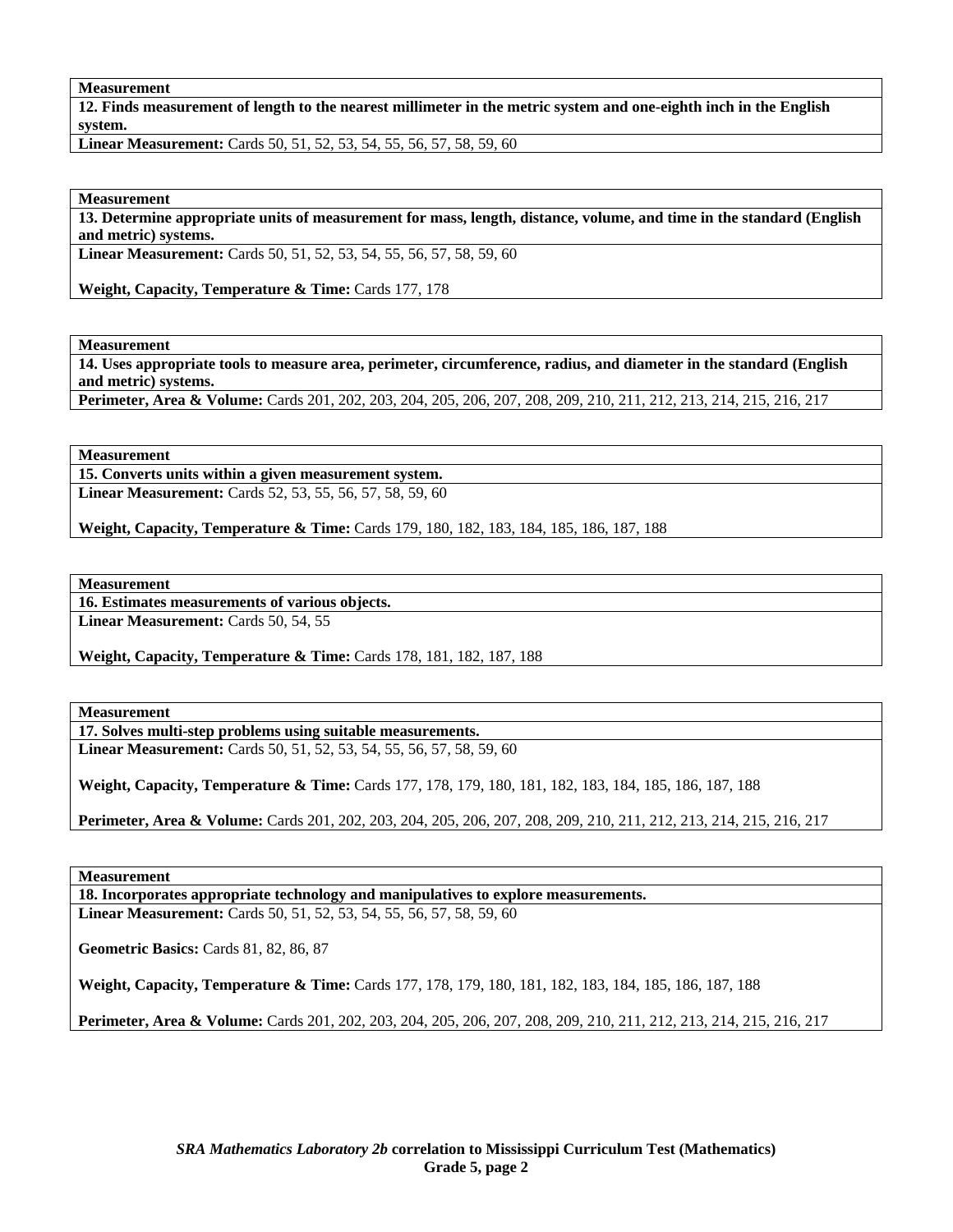**Measurement**

**12. Finds measurement of length to the nearest millimeter in the metric system and one-eighth inch in the English system.**

**Linear Measurement:** Cards 50, 51, 52, 53, 54, 55, 56, 57, 58, 59, 60

**Measurement**

**13. Determine appropriate units of measurement for mass, length, distance, volume, and time in the standard (English and metric) systems.**

**Linear Measurement:** Cards 50, 51, 52, 53, 54, 55, 56, 57, 58, 59, 60

**Weight, Capacity, Temperature & Time:** Cards 177, 178

**Measurement**

**14. Uses appropriate tools to measure area, perimeter, circumference, radius, and diameter in the standard (English and metric) systems.**

**Perimeter, Area & Volume:** Cards 201, 202, 203, 204, 205, 206, 207, 208, 209, 210, 211, 212, 213, 214, 215, 216, 217

**Measurement**

**15. Converts units within a given measurement system.**

**Linear Measurement:** Cards 52, 53, 55, 56, 57, 58, 59, 60

**Weight, Capacity, Temperature & Time:** Cards 179, 180, 182, 183, 184, 185, 186, 187, 188

**Measurement**

**16. Estimates measurements of various objects.**

**Linear Measurement:** Cards 50, 54, 55

**Weight, Capacity, Temperature & Time:** Cards 178, 181, 182, 187, 188

**Measurement**

**17. Solves multi-step problems using suitable measurements.**

**Linear Measurement:** Cards 50, 51, 52, 53, 54, 55, 56, 57, 58, 59, 60

**Weight, Capacity, Temperature & Time:** Cards 177, 178, 179, 180, 181, 182, 183, 184, 185, 186, 187, 188

**Perimeter, Area & Volume:** Cards 201, 202, 203, 204, 205, 206, 207, 208, 209, 210, 211, 212, 213, 214, 215, 216, 217

**Measurement**

**18. Incorporates appropriate technology and manipulatives to explore measurements.**

**Linear Measurement:** Cards 50, 51, 52, 53, 54, 55, 56, 57, 58, 59, 60

**Geometric Basics:** Cards 81, 82, 86, 87

**Weight, Capacity, Temperature & Time:** Cards 177, 178, 179, 180, 181, 182, 183, 184, 185, 186, 187, 188

**Perimeter, Area & Volume:** Cards 201, 202, 203, 204, 205, 206, 207, 208, 209, 210, 211, 212, 213, 214, 215, 216, 217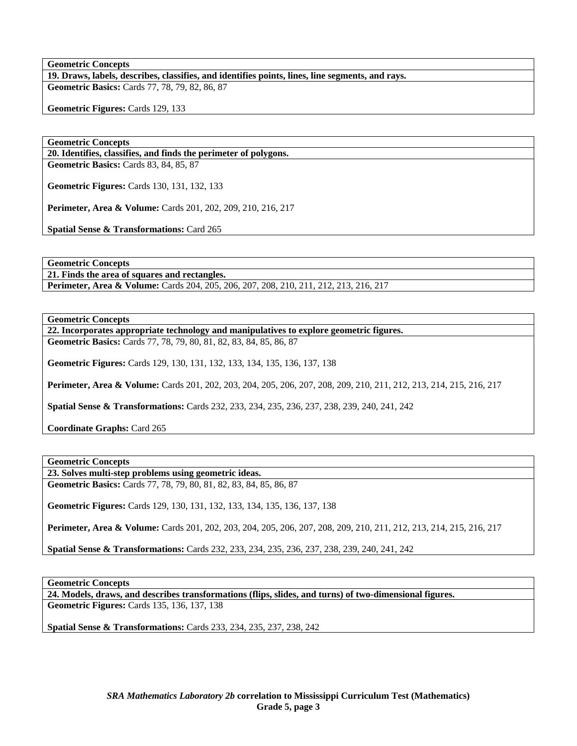| Geometric Concepts |
| --- |
| **19. Draws, labels, describes, classifies, and identifies points, lines, line segments, and rays.** |
| **Geometric Basics:** Cards 77, 78, 79, 82, 86, 87<br><br>**Geometric Figures:** Cards 129, 133 |

| Geometric Concepts |
| --- |
| **20. Identifies, classifies, and finds the perimeter of polygons.** |
| **Geometric Basics:** Cards 83, 84, 85, 87<br><br>**Geometric Figures:** Cards 130, 131, 132, 133<br><br>**Perimeter, Area & Volume:** Cards 201, 202, 209, 210, 216, 217<br><br>**Spatial Sense & Transformations:** Card 265 |

| Geometric Concepts |
| --- |
| **21. Finds the area of squares and rectangles.** |
| **Perimeter, Area & Volume:** Cards 204, 205, 206, 207, 208, 210, 211, 212, 213, 216, 217 |

| Geometric Concepts |
| --- |
| **22. Incorporates appropriate technology and manipulatives to explore geometric figures.** |
| **Geometric Basics:** Cards 77, 78, 79, 80, 81, 82, 83, 84, 85, 86, 87<br><br>**Geometric Figures:** Cards 129, 130, 131, 132, 133, 134, 135, 136, 137, 138<br><br>**Perimeter, Area & Volume:** Cards 201, 202, 203, 204, 205, 206, 207, 208, 209, 210, 211, 212, 213, 214, 215, 216, 217<br><br>**Spatial Sense & Transformations:** Cards 232, 233, 234, 235, 236, 237, 238, 239, 240, 241, 242<br><br>**Coordinate Graphs:** Card 265 |

| Geometric Concepts |
| --- |
| **23. Solves multi-step problems using geometric ideas.** |
| **Geometric Basics:** Cards 77, 78, 79, 80, 81, 82, 83, 84, 85, 86, 87<br><br>**Geometric Figures:** Cards 129, 130, 131, 132, 133, 134, 135, 136, 137, 138<br><br>**Perimeter, Area & Volume:** Cards 201, 202, 203, 204, 205, 206, 207, 208, 209, 210, 211, 212, 213, 214, 215, 216, 217<br><br>**Spatial Sense & Transformations:** Cards 232, 233, 234, 235, 236, 237, 238, 239, 240, 241, 242 |

| Geometric Concepts |
| --- |
| **24. Models, draws, and describes transformations (flips, slides, and turns) of two-dimensional figures.** |
| **Geometric Figures:** Cards 135, 136, 137, 138<br><br>**Spatial Sense & Transformations:** Cards 233, 234, 235, 237, 238, 242 |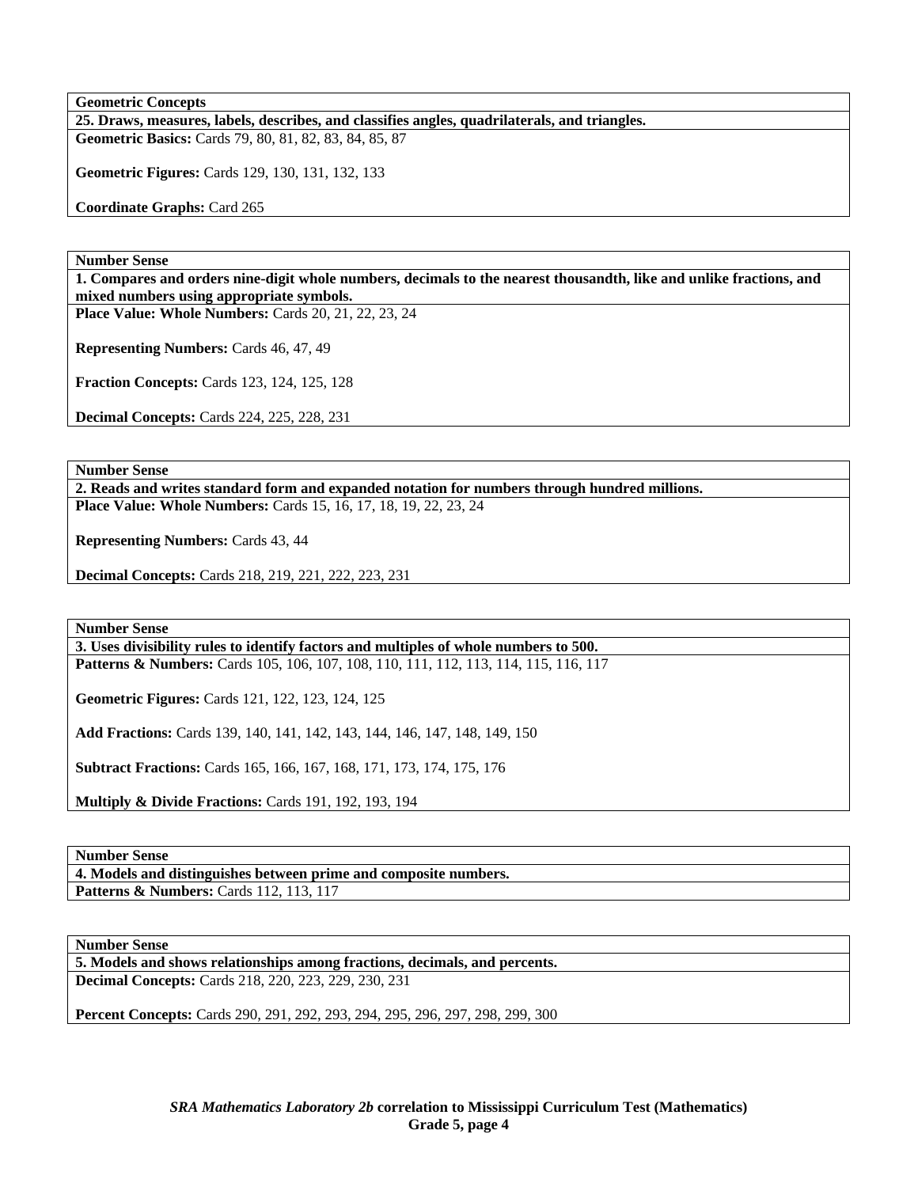| Geometric Concepts |
| --- |
| **25. Draws, measures, labels, describes, and classifies angles, quadrilaterals, and triangles.** |
| **Geometric Basics:** Cards 79, 80, 81, 82, 83, 84, 85, 87<br><br>**Geometric Figures:** Cards 129, 130, 131, 132, 133<br><br>**Coordinate Graphs:** Card 265 |

| Number Sense |
| --- |
| **1. Compares and orders nine-digit whole numbers, decimals to the nearest thousandth, like and unlike fractions, and mixed numbers using appropriate symbols.** |
| **Place Value: Whole Numbers:** Cards 20, 21, 22, 23, 24<br><br>**Representing Numbers:** Cards 46, 47, 49<br><br>**Fraction Concepts:** Cards 123, 124, 125, 128<br><br>**Decimal Concepts:** Cards 224, 225, 228, 231 |

| Number Sense |
| --- |
| **2. Reads and writes standard form and expanded notation for numbers through hundred millions.** |
| **Place Value: Whole Numbers:** Cards 15, 16, 17, 18, 19, 22, 23, 24<br><br>**Representing Numbers:** Cards 43, 44<br><br>**Decimal Concepts:** Cards 218, 219, 221, 222, 223, 231 |

| Number Sense |
| --- |
| **3. Uses divisibility rules to identify factors and multiples of whole numbers to 500.** |
| **Patterns & Numbers:** Cards 105, 106, 107, 108, 110, 111, 112, 113, 114, 115, 116, 117<br><br>**Geometric Figures:** Cards 121, 122, 123, 124, 125<br><br>**Add Fractions:** Cards 139, 140, 141, 142, 143, 144, 146, 147, 148, 149, 150<br><br>**Subtract Fractions:** Cards 165, 166, 167, 168, 171, 173, 174, 175, 176<br><br>**Multiply & Divide Fractions:** Cards 191, 192, 193, 194 |

| Number Sense |
| --- |
| **4. Models and distinguishes between prime and composite numbers.** |
| **Patterns & Numbers:** Cards 112, 113, 117 |

| Number Sense |
| --- |
| **5. Models and shows relationships among fractions, decimals, and percents.** |
| **Decimal Concepts:** Cards 218, 220, 223, 229, 230, 231<br><br>**Percent Concepts:** Cards 290, 291, 292, 293, 294, 295, 296, 297, 298, 299, 300 |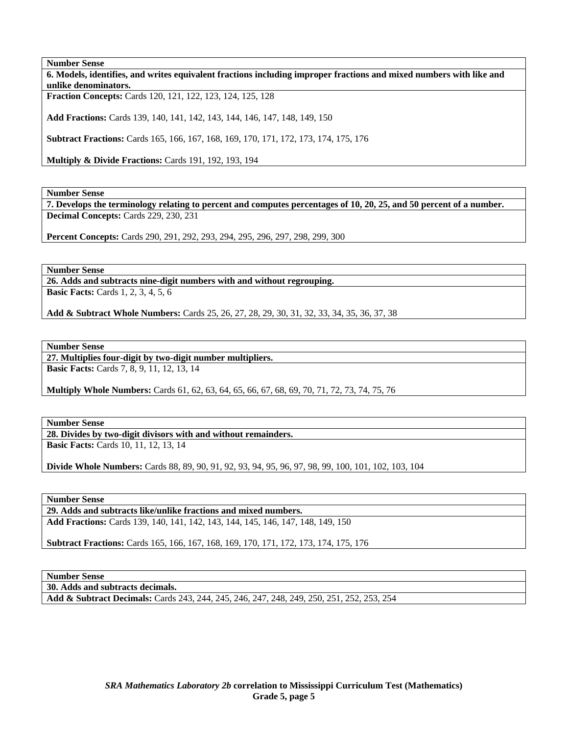| Number Sense |
|---|
| **6. Models, identifies, and writes equivalent fractions including improper fractions and mixed numbers with like and unlike denominators.** |
| **Fraction Concepts:** Cards 120, 121, 122, 123, 124, 125, 128<br><br>**Add Fractions:** Cards 139, 140, 141, 142, 143, 144, 146, 147, 148, 149, 150<br><br>**Subtract Fractions:** Cards 165, 166, 167, 168, 169, 170, 171, 172, 173, 174, 175, 176<br><br>**Multiply & Divide Fractions:** Cards 191, 192, 193, 194 |

| Number Sense |
|---|
| **7. Develops the terminology relating to percent and computes percentages of 10, 20, 25, and 50 percent of a number.** |
| **Decimal Concepts:** Cards 229, 230, 231<br><br>**Percent Concepts:** Cards 290, 291, 292, 293, 294, 295, 296, 297, 298, 299, 300 |

| Number Sense |
|---|
| **26. Adds and subtracts nine-digit numbers with and without regrouping.** |
| **Basic Facts:** Cards 1, 2, 3, 4, 5, 6<br><br>**Add & Subtract Whole Numbers:** Cards 25, 26, 27, 28, 29, 30, 31, 32, 33, 34, 35, 36, 37, 38 |

| Number Sense |
|---|
| **27. Multiplies four-digit by two-digit number multipliers.** |
| **Basic Facts:** Cards 7, 8, 9, 11, 12, 13, 14<br><br>**Multiply Whole Numbers:** Cards 61, 62, 63, 64, 65, 66, 67, 68, 69, 70, 71, 72, 73, 74, 75, 76 |

| Number Sense |
|---|
| **28. Divides by two-digit divisors with and without remainders.** |
| **Basic Facts:** Cards 10, 11, 12, 13, 14<br><br>**Divide Whole Numbers:** Cards 88, 89, 90, 91, 92, 93, 94, 95, 96, 97, 98, 99, 100, 101, 102, 103, 104 |

| Number Sense |
|---|
| **29. Adds and subtracts like/unlike fractions and mixed numbers.** |
| **Add Fractions:** Cards 139, 140, 141, 142, 143, 144, 145, 146, 147, 148, 149, 150<br><br>**Subtract Fractions:** Cards 165, 166, 167, 168, 169, 170, 171, 172, 173, 174, 175, 176 |

| Number Sense |
|---|
| **30. Adds and subtracts decimals.** |
| **Add & Subtract Decimals:** Cards 243, 244, 245, 246, 247, 248, 249, 250, 251, 252, 253, 254 |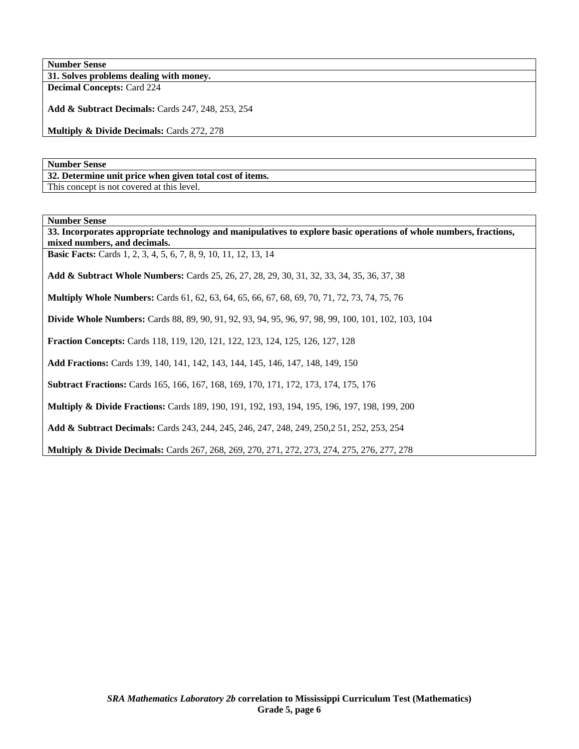| Number Sense |
| --- |
| **31. Solves problems dealing with money.** |
| **Decimal Concepts:** Card 224<br><br>**Add & Subtract Decimals:** Cards 247, 248, 253, 254<br><br>**Multiply & Divide Decimals:** Cards 272, 278 |

| Number Sense |
| --- |
| **32. Determine unit price when given total cost of items.** |
| This concept is not covered at this level. |

| Number Sense |
| --- |
| **33. Incorporates appropriate technology and manipulatives to explore basic operations of whole numbers, fractions, mixed numbers, and decimals.** |
| **Basic Facts:** Cards 1, 2, 3, 4, 5, 6, 7, 8, 9, 10, 11, 12, 13, 14<br><br>**Add & Subtract Whole Numbers:** Cards 25, 26, 27, 28, 29, 30, 31, 32, 33, 34, 35, 36, 37, 38<br><br>**Multiply Whole Numbers:** Cards 61, 62, 63, 64, 65, 66, 67, 68, 69, 70, 71, 72, 73, 74, 75, 76<br><br>**Divide Whole Numbers:** Cards 88, 89, 90, 91, 92, 93, 94, 95, 96, 97, 98, 99, 100, 101, 102, 103, 104<br><br>**Fraction Concepts:** Cards 118, 119, 120, 121, 122, 123, 124, 125, 126, 127, 128<br><br>**Add Fractions:** Cards 139, 140, 141, 142, 143, 144, 145, 146, 147, 148, 149, 150<br><br>**Subtract Fractions:** Cards 165, 166, 167, 168, 169, 170, 171, 172, 173, 174, 175, 176<br><br>**Multiply & Divide Fractions:** Cards 189, 190, 191, 192, 193, 194, 195, 196, 197, 198, 199, 200<br><br>**Add & Subtract Decimals:** Cards 243, 244, 245, 246, 247, 248, 249, 250,2 51, 252, 253, 254<br><br>**Multiply & Divide Decimals:** Cards 267, 268, 269, 270, 271, 272, 273, 274, 275, 276, 277, 278 |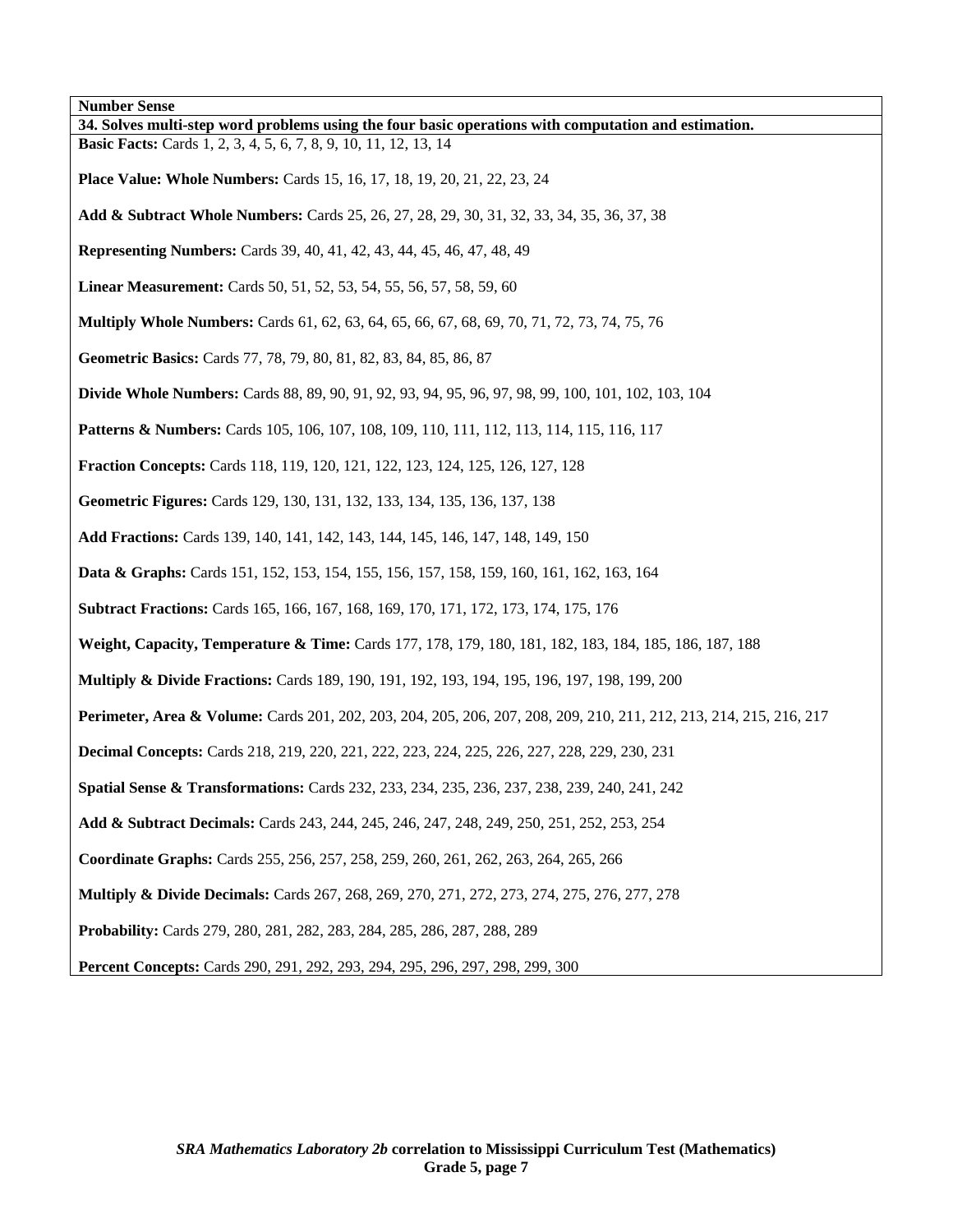| Number Sense |
|---|
| **34. Solves multi-step word problems using the four basic operations with computation and estimation.** |
| **Basic Facts:** Cards 1, 2, 3, 4, 5, 6, 7, 8, 9, 10, 11, 12, 13, 14<br><br>**Place Value: Whole Numbers:** Cards 15, 16, 17, 18, 19, 20, 21, 22, 23, 24<br><br>**Add & Subtract Whole Numbers:** Cards 25, 26, 27, 28, 29, 30, 31, 32, 33, 34, 35, 36, 37, 38<br><br>**Representing Numbers:** Cards 39, 40, 41, 42, 43, 44, 45, 46, 47, 48, 49<br><br>**Linear Measurement:** Cards 50, 51, 52, 53, 54, 55, 56, 57, 58, 59, 60<br><br>**Multiply Whole Numbers:** Cards 61, 62, 63, 64, 65, 66, 67, 68, 69, 70, 71, 72, 73, 74, 75, 76<br><br>**Geometric Basics:** Cards 77, 78, 79, 80, 81, 82, 83, 84, 85, 86, 87<br><br>**Divide Whole Numbers:** Cards 88, 89, 90, 91, 92, 93, 94, 95, 96, 97, 98, 99, 100, 101, 102, 103, 104<br><br>**Patterns & Numbers:** Cards 105, 106, 107, 108, 109, 110, 111, 112, 113, 114, 115, 116, 117<br><br>**Fraction Concepts:** Cards 118, 119, 120, 121, 122, 123, 124, 125, 126, 127, 128<br><br>**Geometric Figures:** Cards 129, 130, 131, 132, 133, 134, 135, 136, 137, 138<br><br>**Add Fractions:** Cards 139, 140, 141, 142, 143, 144, 145, 146, 147, 148, 149, 150<br><br>**Data & Graphs:** Cards 151, 152, 153, 154, 155, 156, 157, 158, 159, 160, 161, 162, 163, 164<br><br>**Subtract Fractions:** Cards 165, 166, 167, 168, 169, 170, 171, 172, 173, 174, 175, 176<br><br>**Weight, Capacity, Temperature & Time:** Cards 177, 178, 179, 180, 181, 182, 183, 184, 185, 186, 187, 188<br><br>**Multiply & Divide Fractions:** Cards 189, 190, 191, 192, 193, 194, 195, 196, 197, 198, 199, 200<br><br>**Perimeter, Area & Volume:** Cards 201, 202, 203, 204, 205, 206, 207, 208, 209, 210, 211, 212, 213, 214, 215, 216, 217<br><br>**Decimal Concepts:** Cards 218, 219, 220, 221, 222, 223, 224, 225, 226, 227, 228, 229, 230, 231<br><br>**Spatial Sense & Transformations:** Cards 232, 233, 234, 235, 236, 237, 238, 239, 240, 241, 242<br><br>**Add & Subtract Decimals:** Cards 243, 244, 245, 246, 247, 248, 249, 250, 251, 252, 253, 254<br><br>**Coordinate Graphs:** Cards 255, 256, 257, 258, 259, 260, 261, 262, 263, 264, 265, 266<br><br>**Multiply & Divide Decimals:** Cards 267, 268, 269, 270, 271, 272, 273, 274, 275, 276, 277, 278<br><br>**Probability:** Cards 279, 280, 281, 282, 283, 284, 285, 286, 287, 288, 289<br><br>**Percent Concepts:** Cards 290, 291, 292, 293, 294, 295, 296, 297, 298, 299, 300 |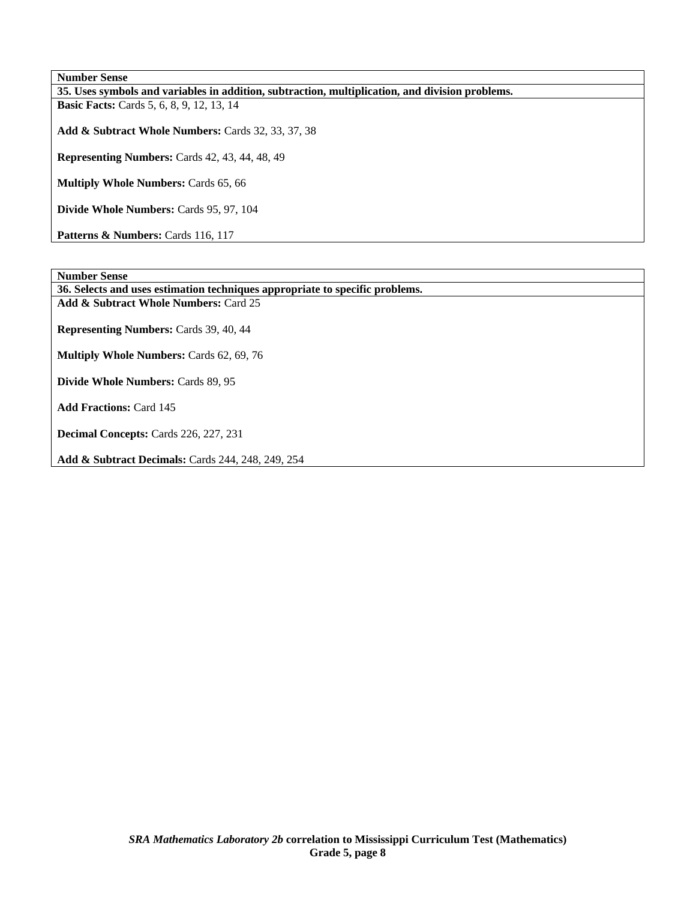| Number Sense |
|---|
| **35. Uses symbols and variables in addition, subtraction, multiplication, and division problems.** |
| **Basic Facts:** Cards 5, 6, 8, 9, 12, 13, 14<br><br>**Add & Subtract Whole Numbers:** Cards 32, 33, 37, 38<br><br>**Representing Numbers:** Cards 42, 43, 44, 48, 49<br><br>**Multiply Whole Numbers:** Cards 65, 66<br><br>**Divide Whole Numbers:** Cards 95, 97, 104<br><br>**Patterns & Numbers:** Cards 116, 117 |

| Number Sense |
|---|
| **36. Selects and uses estimation techniques appropriate to specific problems.** |
| **Add & Subtract Whole Numbers:** Card 25<br><br>**Representing Numbers:** Cards 39, 40, 44<br><br>**Multiply Whole Numbers:** Cards 62, 69, 76<br><br>**Divide Whole Numbers:** Cards 89, 95<br><br>**Add Fractions:** Card 145<br><br>**Decimal Concepts:** Cards 226, 227, 231<br><br>**Add & Subtract Decimals:** Cards 244, 248, 249, 254 |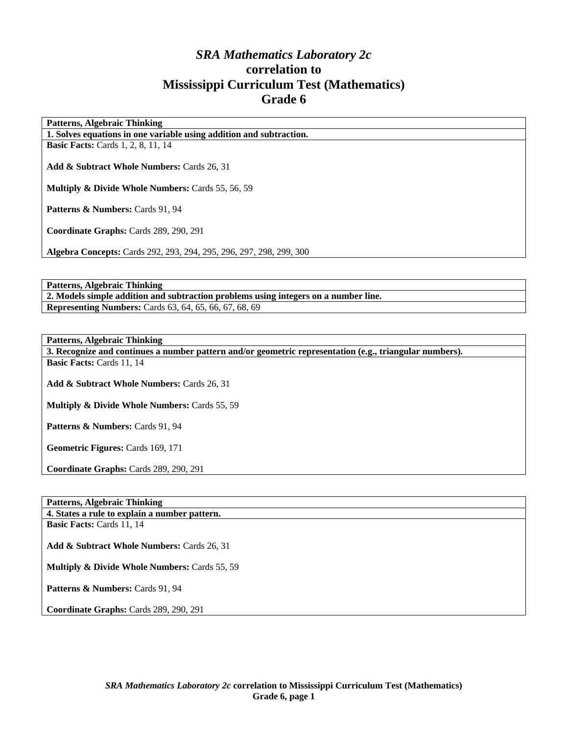# *SRA Mathematics Laboratory 2c* correlation to Mississippi Curriculum Test (Mathematics) Grade 6

| **Patterns, Algebraic Thinking** |
|---|
| **1. Solves equations in one variable using addition and subtraction.** |
| **Basic Facts:** Cards 1, 2, 8, 11, 14<br><br>**Add & Subtract Whole Numbers:** Cards 26, 31<br><br>**Multiply & Divide Whole Numbers:** Cards 55, 56, 59<br><br>**Patterns & Numbers:** Cards 91, 94<br><br>**Coordinate Graphs:** Cards 289, 290, 291<br><br>**Algebra Concepts:** Cards 292, 293, 294, 295, 296, 297, 298, 299, 300 |

| **Patterns, Algebraic Thinking** |
|---|
| **2. Models simple addition and subtraction problems using integers on a number line.** |
| **Representing Numbers:** Cards 63, 64, 65, 66, 67, 68, 69 |

| **Patterns, Algebraic Thinking** |
|---|
| **3. Recognize and continues a number pattern and/or geometric representation (e.g., triangular numbers).** |
| **Basic Facts:** Cards 11, 14<br><br>**Add & Subtract Whole Numbers:** Cards 26, 31<br><br>**Multiply & Divide Whole Numbers:** Cards 55, 59<br><br>**Patterns & Numbers:** Cards 91, 94<br><br>**Geometric Figures:** Cards 169, 171<br><br>**Coordinate Graphs:** Cards 289, 290, 291 |

| **Patterns, Algebraic Thinking** |
|---|
| **4. States a rule to explain a number pattern.** |
| **Basic Facts:** Cards 11, 14<br><br>**Add & Subtract Whole Numbers:** Cards 26, 31<br><br>**Multiply & Divide Whole Numbers:** Cards 55, 59<br><br>**Patterns & Numbers:** Cards 91, 94<br><br>**Coordinate Graphs:** Cards 289, 290, 291 |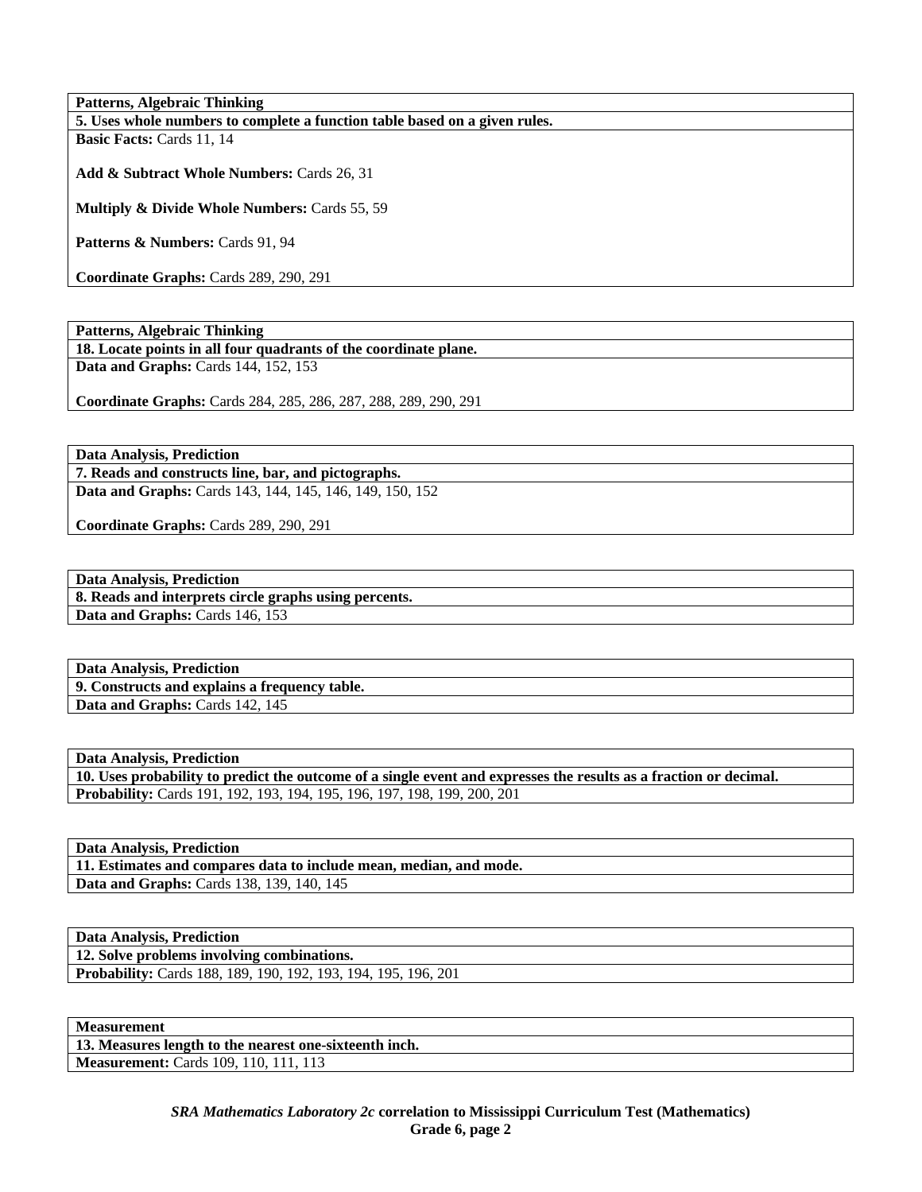| **Patterns, Algebraic Thinking** |
|---|
| **5. Uses whole numbers to complete a function table based on a given rules.** |
| **Basic Facts:** Cards 11, 14<br><br>**Add & Subtract Whole Numbers:** Cards 26, 31<br><br>**Multiply & Divide Whole Numbers:** Cards 55, 59<br><br>**Patterns & Numbers:** Cards 91, 94<br><br>**Coordinate Graphs:** Cards 289, 290, 291 |

| **Patterns, Algebraic Thinking** |
|---|
| **18. Locate points in all four quadrants of the coordinate plane.** |
| **Data and Graphs:** Cards 144, 152, 153<br><br>**Coordinate Graphs:** Cards 284, 285, 286, 287, 288, 289, 290, 291 |

| **Data Analysis, Prediction** |
|---|
| **7. Reads and constructs line, bar, and pictographs.** |
| **Data and Graphs:** Cards 143, 144, 145, 146, 149, 150, 152<br><br>**Coordinate Graphs:** Cards 289, 290, 291 |

| **Data Analysis, Prediction** |
|---|
| **8. Reads and interprets circle graphs using percents.** |
| **Data and Graphs:** Cards 146, 153 |

| **Data Analysis, Prediction** |
|---|
| **9. Constructs and explains a frequency table.** |
| **Data and Graphs:** Cards 142, 145 |

| **Data Analysis, Prediction** |
|---|
| **10. Uses probability to predict the outcome of a single event and expresses the results as a fraction or decimal.** |
| **Probability:** Cards 191, 192, 193, 194, 195, 196, 197, 198, 199, 200, 201 |

| **Data Analysis, Prediction** |
|---|
| **11. Estimates and compares data to include mean, median, and mode.** |
| **Data and Graphs:** Cards 138, 139, 140, 145 |

| **Data Analysis, Prediction** |
|---|
| **12. Solve problems involving combinations.** |
| **Probability:** Cards 188, 189, 190, 192, 193, 194, 195, 196, 201 |

| **Measurement** |
|---|
| **13. Measures length to the nearest one-sixteenth inch.** |
| **Measurement:** Cards 109, 110, 111, 113 |

***SRA Mathematics Laboratory 2c*** **correlation to Mississippi Curriculum Test (Mathematics)**
**Grade 6, page 2**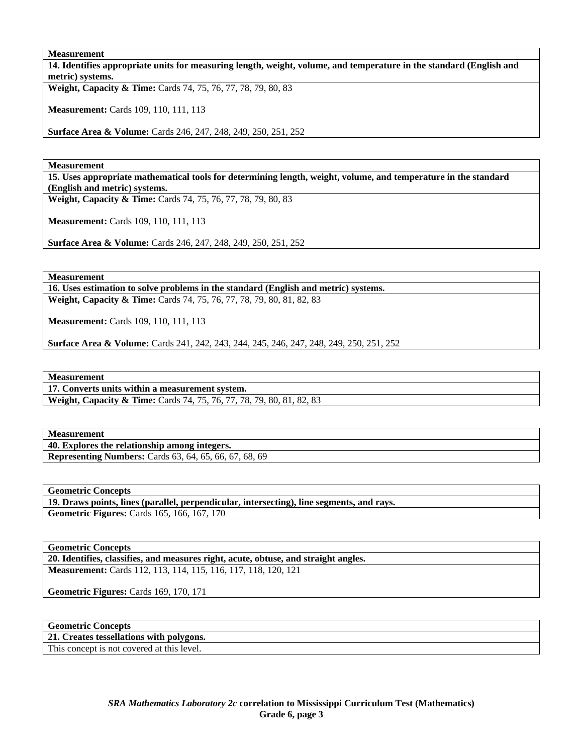| Measurement |
|---|
| **14. Identifies appropriate units for measuring length, weight, volume, and temperature in the standard (English and metric) systems.** |
| **Weight, Capacity & Time:** Cards 74, 75, 76, 77, 78, 79, 80, 83<br><br>**Measurement:** Cards 109, 110, 111, 113<br><br>**Surface Area & Volume:** Cards 246, 247, 248, 249, 250, 251, 252 |

| Measurement |
|---|
| **15. Uses appropriate mathematical tools for determining length, weight, volume, and temperature in the standard (English and metric) systems.** |
| **Weight, Capacity & Time:** Cards 74, 75, 76, 77, 78, 79, 80, 83<br><br>**Measurement:** Cards 109, 110, 111, 113<br><br>**Surface Area & Volume:** Cards 246, 247, 248, 249, 250, 251, 252 |

| Measurement |
|---|
| **16. Uses estimation to solve problems in the standard (English and metric) systems.** |
| **Weight, Capacity & Time:** Cards 74, 75, 76, 77, 78, 79, 80, 81, 82, 83<br><br>**Measurement:** Cards 109, 110, 111, 113<br><br>**Surface Area & Volume:** Cards 241, 242, 243, 244, 245, 246, 247, 248, 249, 250, 251, 252 |

| Measurement |
|---|
| **17. Converts units within a measurement system.** |
| **Weight, Capacity & Time:** Cards 74, 75, 76, 77, 78, 79, 80, 81, 82, 83 |

| Measurement |
|---|
| **40. Explores the relationship among integers.** |
| **Representing Numbers:** Cards 63, 64, 65, 66, 67, 68, 69 |

| Geometric Concepts |
|---|
| **19. Draws points, lines (parallel, perpendicular, intersecting), line segments, and rays.** |
| **Geometric Figures:** Cards 165, 166, 167, 170 |

| Geometric Concepts |
|---|
| **20. Identifies, classifies, and measures right, acute, obtuse, and straight angles.** |
| **Measurement:** Cards 112, 113, 114, 115, 116, 117, 118, 120, 121<br><br>**Geometric Figures:** Cards 169, 170, 171 |

| Geometric Concepts |
|---|
| **21. Creates tessellations with polygons.** |
| This concept is not covered at this level. |

***SRA Mathematics Laboratory 2c* correlation to Mississippi Curriculum Test (Mathematics)**
**Grade 6, page 3**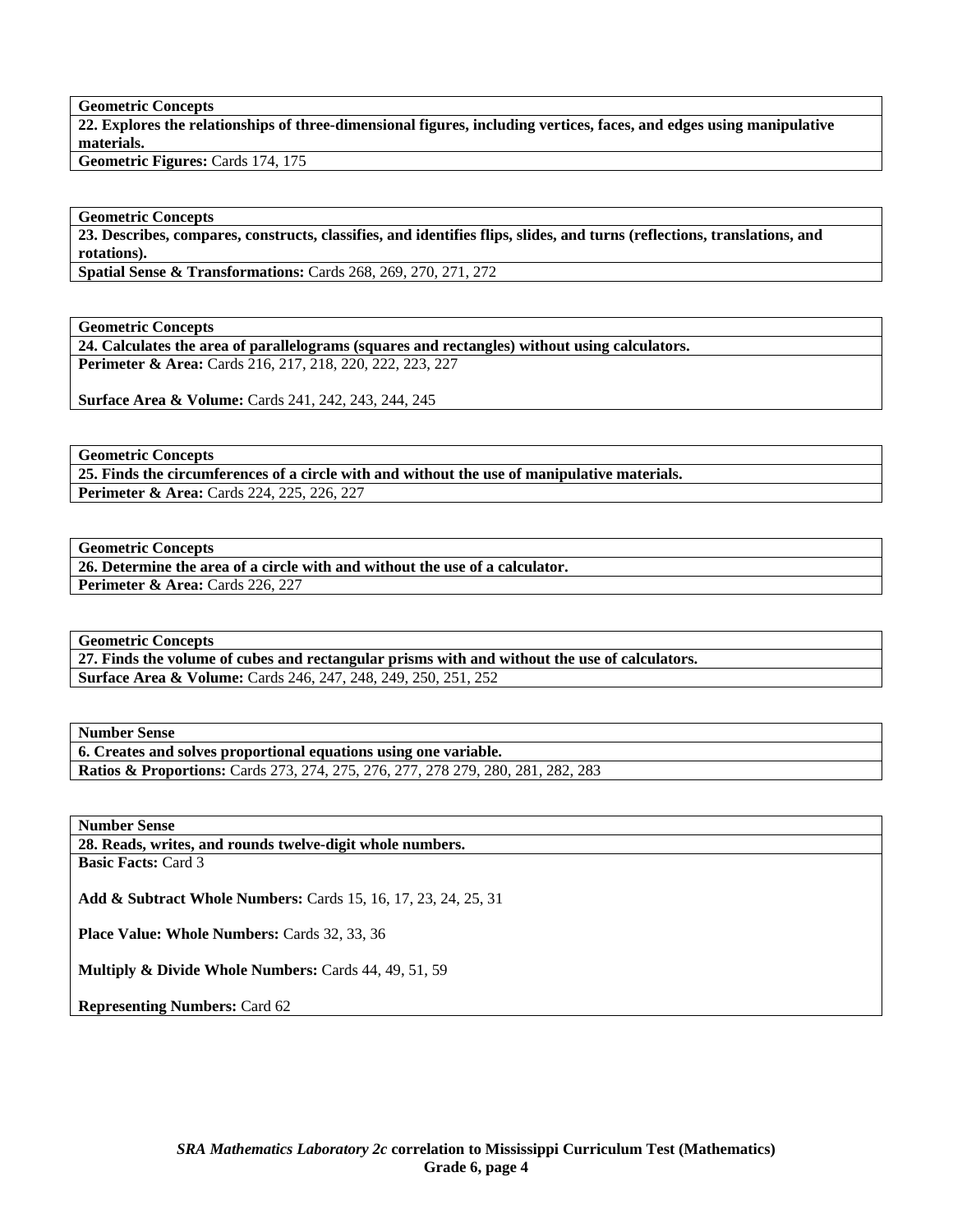| Geometric Concepts |
|---|
| **22. Explores the relationships of three-dimensional figures, including vertices, faces, and edges using manipulative materials.** |
| **Geometric Figures:** Cards 174, 175 |

| Geometric Concepts |
|---|
| **23. Describes, compares, constructs, classifies, and identifies flips, slides, and turns (reflections, translations, and rotations).** |
| **Spatial Sense & Transformations:** Cards 268, 269, 270, 271, 272 |

| Geometric Concepts |
|---|
| **24. Calculates the area of parallelograms (squares and rectangles) without using calculators.** |
| **Perimeter & Area:** Cards 216, 217, 218, 220, 222, 223, 227<br><br>**Surface Area & Volume:** Cards 241, 242, 243, 244, 245 |

| Geometric Concepts |
|---|
| **25. Finds the circumferences of a circle with and without the use of manipulative materials.** |
| **Perimeter & Area:** Cards 224, 225, 226, 227 |

| Geometric Concepts |
|---|
| **26. Determine the area of a circle with and without the use of a calculator.** |
| **Perimeter & Area:** Cards 226, 227 |

| Geometric Concepts |
|---|
| **27. Finds the volume of cubes and rectangular prisms with and without the use of calculators.** |
| **Surface Area & Volume:** Cards 246, 247, 248, 249, 250, 251, 252 |

| Number Sense |
|---|
| **6. Creates and solves proportional equations using one variable.** |
| **Ratios & Proportions:** Cards 273, 274, 275, 276, 277, 278 279, 280, 281, 282, 283 |

| Number Sense |
|---|
| **28. Reads, writes, and rounds twelve-digit whole numbers.** |
| **Basic Facts:** Card 3<br><br>**Add & Subtract Whole Numbers:** Cards 15, 16, 17, 23, 24, 25, 31<br><br>**Place Value: Whole Numbers:** Cards 32, 33, 36<br><br>**Multiply & Divide Whole Numbers:** Cards 44, 49, 51, 59<br><br>**Representing Numbers:** Card 62 |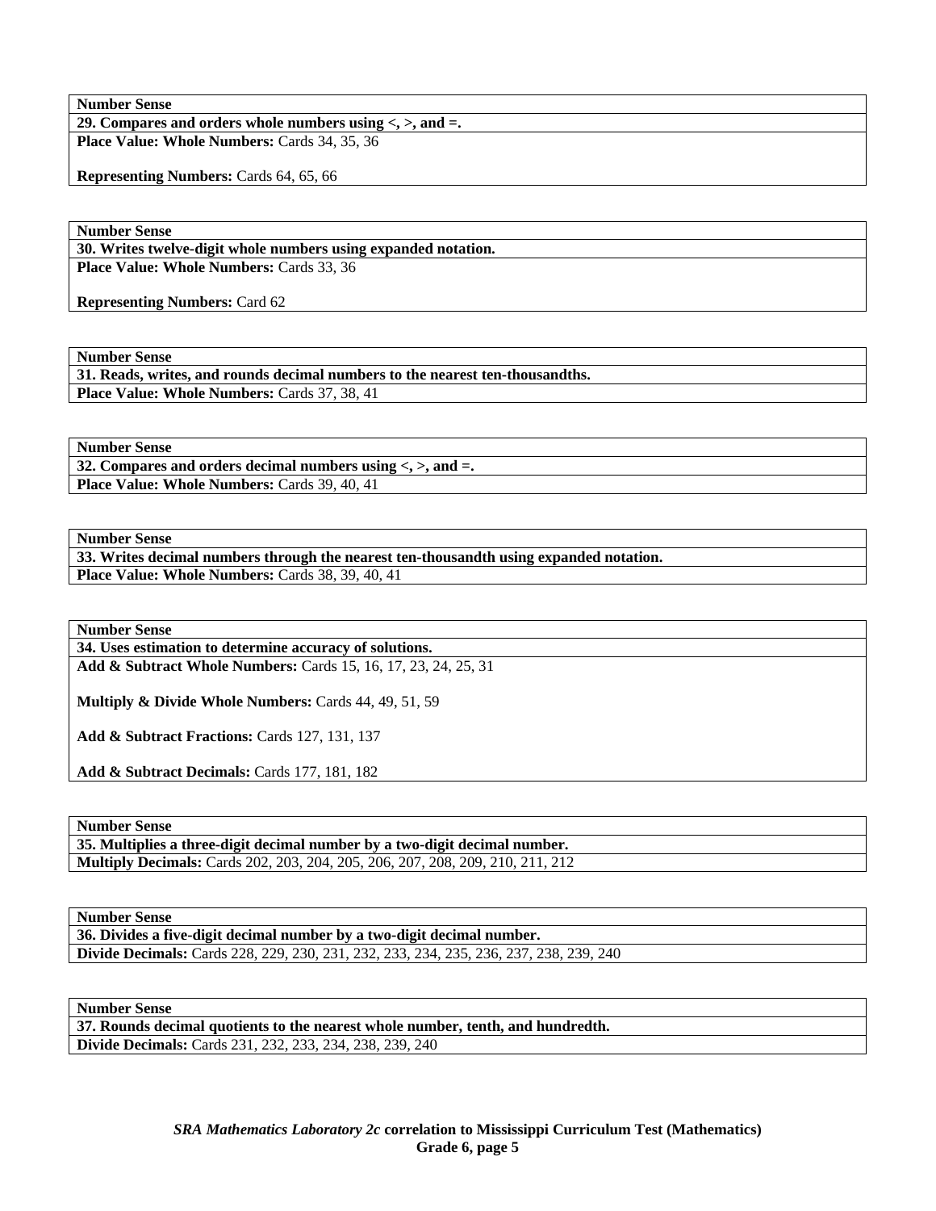| Number Sense |
| --- |
| **29. Compares and orders whole numbers using <, >, and =.** |
| **Place Value: Whole Numbers:** Cards 34, 35, 36<br><br>**Representing Numbers:** Cards 64, 65, 66 |

| Number Sense |
| --- |
| **30. Writes twelve-digit whole numbers using expanded notation.** |
| **Place Value: Whole Numbers:** Cards 33, 36<br><br>**Representing Numbers:** Card 62 |

| Number Sense |
| --- |
| **31. Reads, writes, and rounds decimal numbers to the nearest ten-thousandths.** |
| **Place Value: Whole Numbers:** Cards 37, 38, 41 |

| Number Sense |
| --- |
| **32. Compares and orders decimal numbers using <, >, and =.** |
| **Place Value: Whole Numbers:** Cards 39, 40, 41 |

| Number Sense |
| --- |
| **33. Writes decimal numbers through the nearest ten-thousandth using expanded notation.** |
| **Place Value: Whole Numbers:** Cards 38, 39, 40, 41 |

| Number Sense |
| --- |
| **34. Uses estimation to determine accuracy of solutions.** |
| **Add & Subtract Whole Numbers:** Cards 15, 16, 17, 23, 24, 25, 31<br><br>**Multiply & Divide Whole Numbers:** Cards 44, 49, 51, 59<br><br>**Add & Subtract Fractions:** Cards 127, 131, 137<br><br>**Add & Subtract Decimals:** Cards 177, 181, 182 |

| Number Sense |
| --- |
| **35. Multiplies a three-digit decimal number by a two-digit decimal number.** |
| **Multiply Decimals:** Cards 202, 203, 204, 205, 206, 207, 208, 209, 210, 211, 212 |

| Number Sense |
| --- |
| **36. Divides a five-digit decimal number by a two-digit decimal number.** |
| **Divide Decimals:** Cards 228, 229, 230, 231, 232, 233, 234, 235, 236, 237, 238, 239, 240 |

| Number Sense |
| --- |
| **37. Rounds decimal quotients to the nearest whole number, tenth, and hundredth.** |
| **Divide Decimals:** Cards 231, 232, 233, 234, 238, 239, 240 |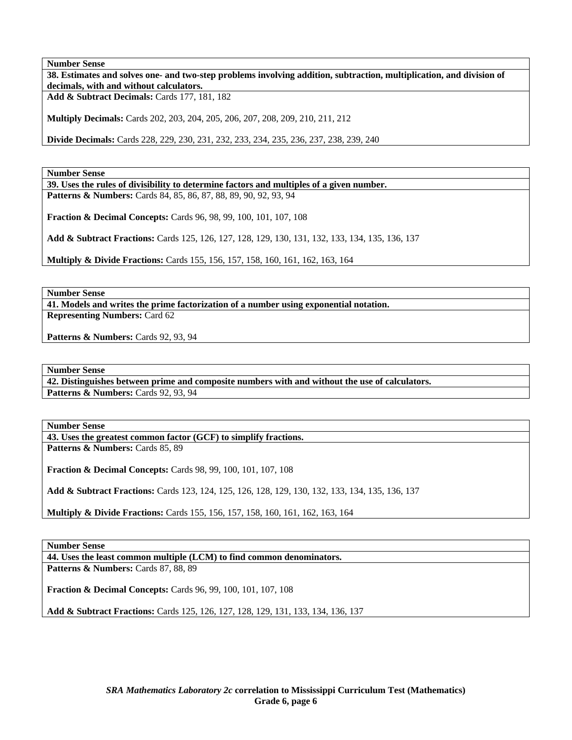**Number Sense**

**38. Estimates and solves one- and two-step problems involving addition, subtraction, multiplication, and division of decimals, with and without calculators.**

**Add & Subtract Decimals:** Cards 177, 181, 182

**Multiply Decimals:** Cards 202, 203, 204, 205, 206, 207, 208, 209, 210, 211, 212

**Divide Decimals:** Cards 228, 229, 230, 231, 232, 233, 234, 235, 236, 237, 238, 239, 240

**Number Sense**

**39. Uses the rules of divisibility to determine factors and multiples of a given number.**

**Patterns & Numbers:** Cards 84, 85, 86, 87, 88, 89, 90, 92, 93, 94

**Fraction & Decimal Concepts:** Cards 96, 98, 99, 100, 101, 107, 108

**Add & Subtract Fractions:** Cards 125, 126, 127, 128, 129, 130, 131, 132, 133, 134, 135, 136, 137

**Multiply & Divide Fractions:** Cards 155, 156, 157, 158, 160, 161, 162, 163, 164

**Number Sense**

**41. Models and writes the prime factorization of a number using exponential notation.**

**Representing Numbers:** Card 62

**Patterns & Numbers:** Cards 92, 93, 94

**Number Sense**

**42. Distinguishes between prime and composite numbers with and without the use of calculators.**

**Patterns & Numbers:** Cards 92, 93, 94

**Number Sense**

**43. Uses the greatest common factor (GCF) to simplify fractions.**

**Patterns & Numbers:** Cards 85, 89

**Fraction & Decimal Concepts:** Cards 98, 99, 100, 101, 107, 108

**Add & Subtract Fractions:** Cards 123, 124, 125, 126, 128, 129, 130, 132, 133, 134, 135, 136, 137

**Multiply & Divide Fractions:** Cards 155, 156, 157, 158, 160, 161, 162, 163, 164

**Number Sense**

**44. Uses the least common multiple (LCM) to find common denominators.**

**Patterns & Numbers:** Cards 87, 88, 89

**Fraction & Decimal Concepts:** Cards 96, 99, 100, 101, 107, 108

**Add & Subtract Fractions:** Cards 125, 126, 127, 128, 129, 131, 133, 134, 136, 137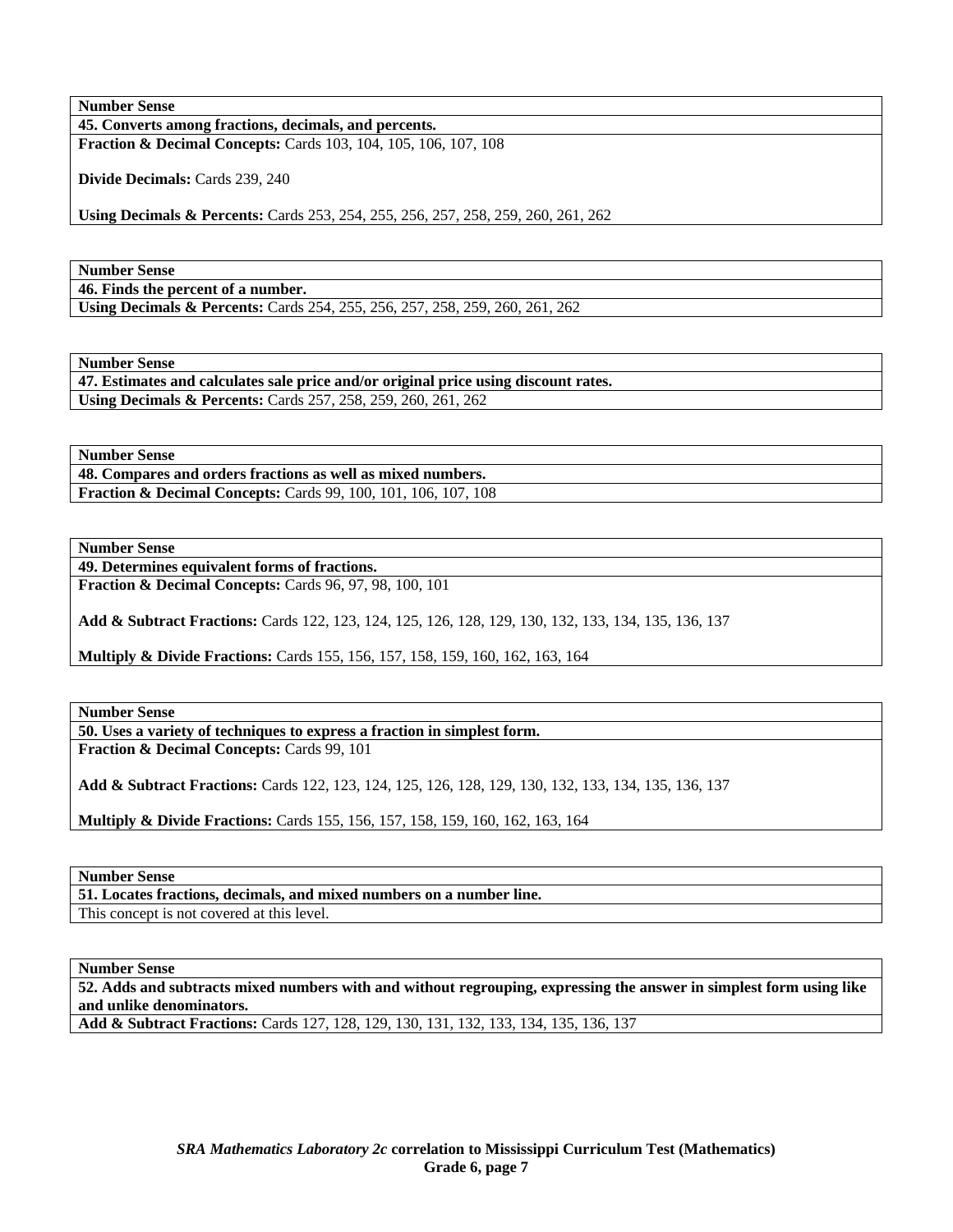**Number Sense**

**45. Converts among fractions, decimals, and percents.**

**Fraction & Decimal Concepts:** Cards 103, 104, 105, 106, 107, 108

**Divide Decimals:** Cards 239, 240

**Using Decimals & Percents:** Cards 253, 254, 255, 256, 257, 258, 259, 260, 261, 262

**Number Sense**

**46. Finds the percent of a number.**

**Using Decimals & Percents:** Cards 254, 255, 256, 257, 258, 259, 260, 261, 262

**Number Sense**

**47. Estimates and calculates sale price and/or original price using discount rates.**

**Using Decimals & Percents:** Cards 257, 258, 259, 260, 261, 262

**Number Sense**

**48. Compares and orders fractions as well as mixed numbers.**

**Fraction & Decimal Concepts:** Cards 99, 100, 101, 106, 107, 108

**Number Sense**

**49. Determines equivalent forms of fractions.**

**Fraction & Decimal Concepts:** Cards 96, 97, 98, 100, 101

**Add & Subtract Fractions:** Cards 122, 123, 124, 125, 126, 128, 129, 130, 132, 133, 134, 135, 136, 137

**Multiply & Divide Fractions:** Cards 155, 156, 157, 158, 159, 160, 162, 163, 164

**Number Sense**

**50. Uses a variety of techniques to express a fraction in simplest form.**

**Fraction & Decimal Concepts:** Cards 99, 101

**Add & Subtract Fractions:** Cards 122, 123, 124, 125, 126, 128, 129, 130, 132, 133, 134, 135, 136, 137

**Multiply & Divide Fractions:** Cards 155, 156, 157, 158, 159, 160, 162, 163, 164

**Number Sense**

**51. Locates fractions, decimals, and mixed numbers on a number line.**

This concept is not covered at this level.

**Number Sense**

**52. Adds and subtracts mixed numbers with and without regrouping, expressing the answer in simplest form using like and unlike denominators.**

**Add & Subtract Fractions:** Cards 127, 128, 129, 130, 131, 132, 133, 134, 135, 136, 137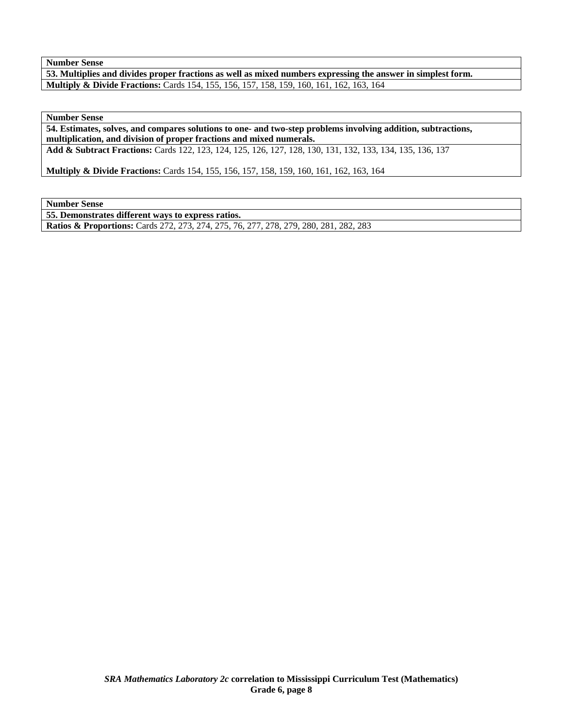| Number Sense |
| --- |
| **53. Multiplies and divides proper fractions as well as mixed numbers expressing the answer in simplest form.** |
| **Multiply & Divide Fractions:** Cards 154, 155, 156, 157, 158, 159, 160, 161, 162, 163, 164 |

| Number Sense |
| --- |
| **54. Estimates, solves, and compares solutions to one- and two-step problems involving addition, subtractions, multiplication, and division of proper fractions and mixed numerals.** |
| **Add & Subtract Fractions:** Cards 122, 123, 124, 125, 126, 127, 128, 130, 131, 132, 133, 134, 135, 136, 137<br><br>**Multiply & Divide Fractions:** Cards 154, 155, 156, 157, 158, 159, 160, 161, 162, 163, 164 |

| Number Sense |
| --- |
| **55. Demonstrates different ways to express ratios.** |
| **Ratios & Proportions:** Cards 272, 273, 274, 275, 76, 277, 278, 279, 280, 281, 282, 283 |